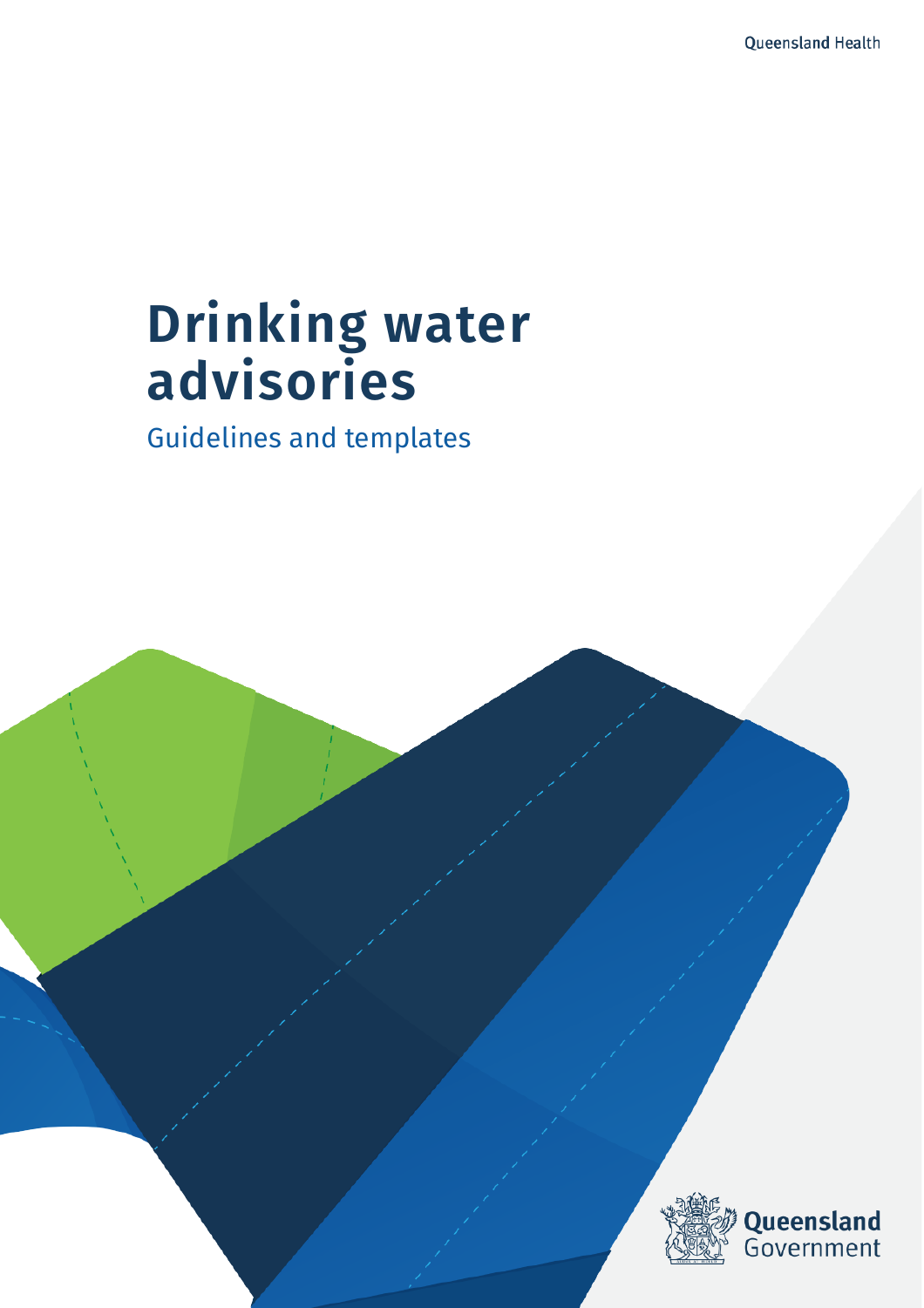Queensland Health

# Drinking water advisories

Guidelines and templates

Queensland Government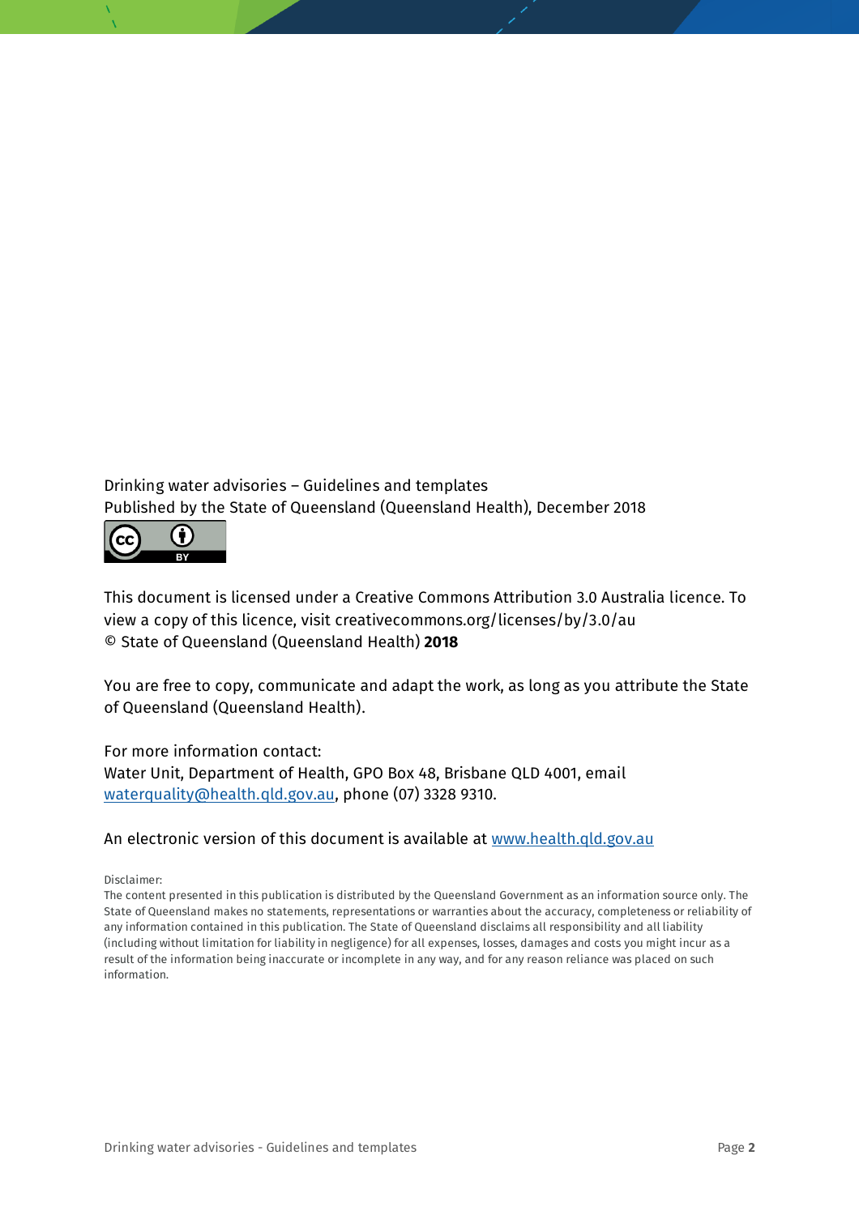Drinking water advisories – Guidelines and templates
Published by the State of Queensland (Queensland Health), December 2018

This document is licensed under a Creative Commons Attribution 3.0 Australia licence. To view a copy of this licence, visit creativecommons.org/licenses/by/3.0/au
© State of Queensland (Queensland Health) **2018**

You are free to copy, communicate and adapt the work, as long as you attribute the State of Queensland (Queensland Health).

For more information contact:
Water Unit, Department of Health, GPO Box 48, Brisbane QLD 4001, email waterquality@health.qld.gov.au, phone (07) 3328 9310.

An electronic version of this document is available at www.health.qld.gov.au

Disclaimer:
The content presented in this publication is distributed by the Queensland Government as an information source only. The State of Queensland makes no statements, representations or warranties about the accuracy, completeness or reliability of any information contained in this publication. The State of Queensland disclaims all responsibility and all liability (including without limitation for liability in negligence) for all expenses, losses, damages and costs you might incur as a result of the information being inaccurate or incomplete in any way, and for any reason reliance was placed on such information.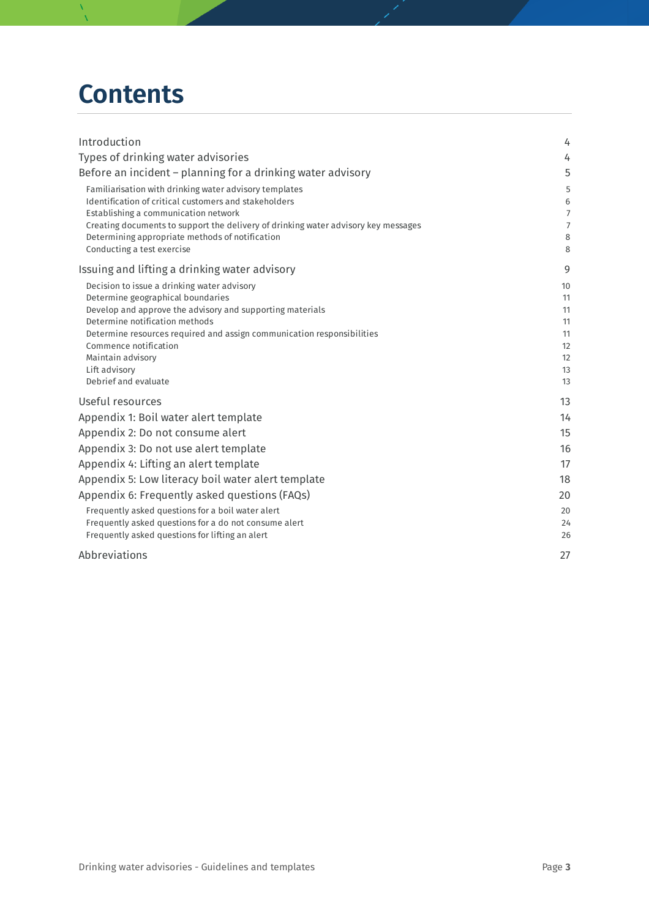# Contents

| | |
|---|---|
| Introduction | 4 |
| Types of drinking water advisories | 4 |
| Before an incident – planning for a drinking water advisory | 5 |
| Familiarisation with drinking water advisory templates | 5 |
| Identification of critical customers and stakeholders | 6 |
| Establishing a communication network | 7 |
| Creating documents to support the delivery of drinking water advisory key messages | 7 |
| Determining appropriate methods of notification | 8 |
| Conducting a test exercise | 8 |
| Issuing and lifting a drinking water advisory | 9 |
| Decision to issue a drinking water advisory | 10 |
| Determine geographical boundaries | 11 |
| Develop and approve the advisory and supporting materials | 11 |
| Determine notification methods | 11 |
| Determine resources required and assign communication responsibilities | 11 |
| Commence notification | 12 |
| Maintain advisory | 12 |
| Lift advisory | 13 |
| Debrief and evaluate | 13 |
| Useful resources | 13 |
| Appendix 1: Boil water alert template | 14 |
| Appendix 2: Do not consume alert | 15 |
| Appendix 3: Do not use alert template | 16 |
| Appendix 4: Lifting an alert template | 17 |
| Appendix 5: Low literacy boil water alert template | 18 |
| Appendix 6: Frequently asked questions (FAQs) | 20 |
| Frequently asked questions for a boil water alert | 20 |
| Frequently asked questions for a do not consume alert | 24 |
| Frequently asked questions for lifting an alert | 26 |
| Abbreviations | 27 |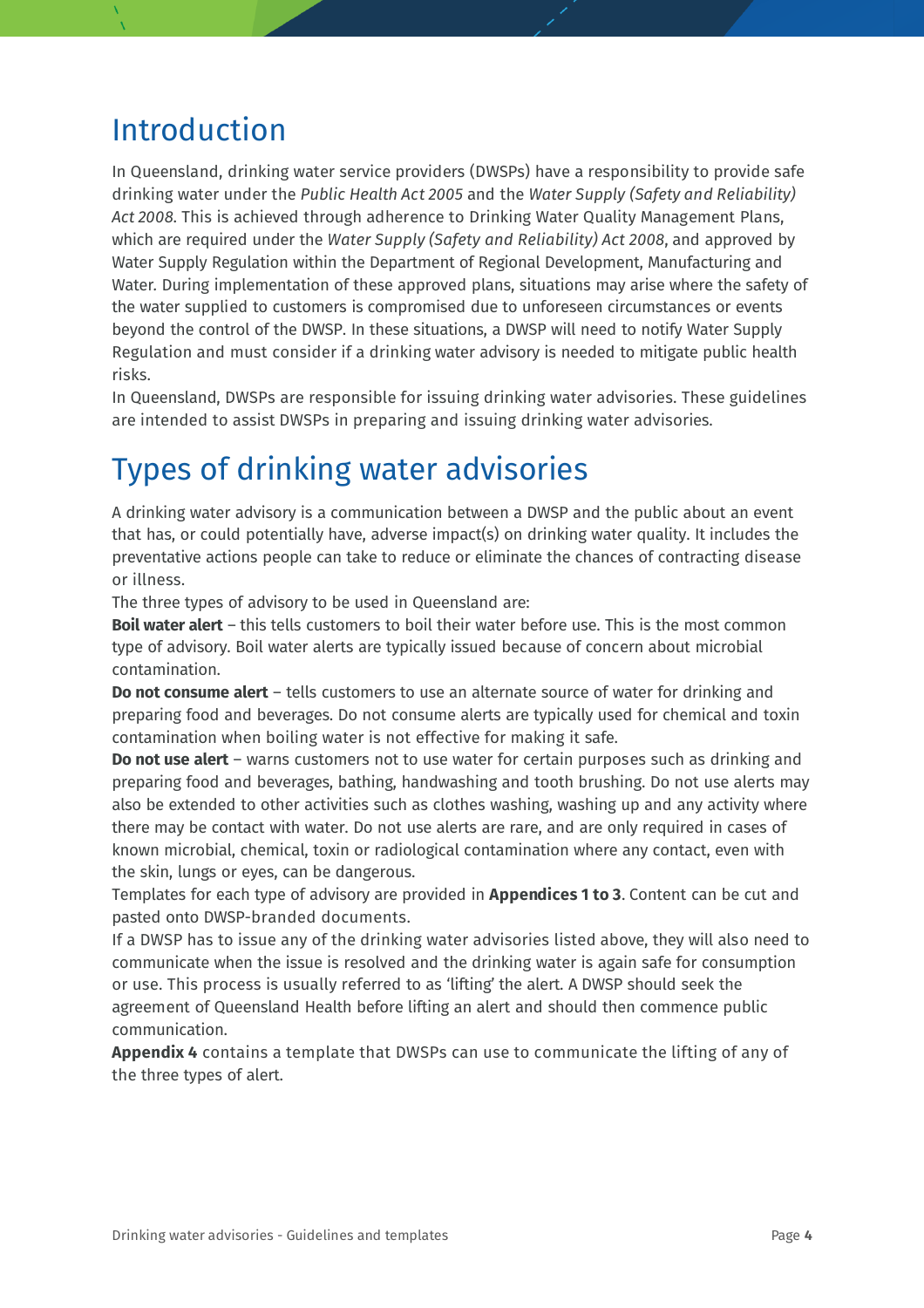# Introduction

In Queensland, drinking water service providers (DWSPs) have a responsibility to provide safe drinking water under the *Public Health Act 2005* and the *Water Supply (Safety and Reliability) Act 2008*. This is achieved through adherence to Drinking Water Quality Management Plans, which are required under the *Water Supply (Safety and Reliability) Act 2008*, and approved by Water Supply Regulation within the Department of Regional Development, Manufacturing and Water. During implementation of these approved plans, situations may arise where the safety of the water supplied to customers is compromised due to unforeseen circumstances or events beyond the control of the DWSP. In these situations, a DWSP will need to notify Water Supply Regulation and must consider if a drinking water advisory is needed to mitigate public health risks.

In Queensland, DWSPs are responsible for issuing drinking water advisories. These guidelines are intended to assist DWSPs in preparing and issuing drinking water advisories.

# Types of drinking water advisories

A drinking water advisory is a communication between a DWSP and the public about an event that has, or could potentially have, adverse impact(s) on drinking water quality. It includes the preventative actions people can take to reduce or eliminate the chances of contracting disease or illness.

The three types of advisory to be used in Queensland are:

**Boil water alert** – this tells customers to boil their water before use. This is the most common type of advisory. Boil water alerts are typically issued because of concern about microbial contamination.

**Do not consume alert** – tells customers to use an alternate source of water for drinking and preparing food and beverages. Do not consume alerts are typically used for chemical and toxin contamination when boiling water is not effective for making it safe.

**Do not use alert** – warns customers not to use water for certain purposes such as drinking and preparing food and beverages, bathing, handwashing and tooth brushing. Do not use alerts may also be extended to other activities such as clothes washing, washing up and any activity where there may be contact with water. Do not use alerts are rare, and are only required in cases of known microbial, chemical, toxin or radiological contamination where any contact, even with the skin, lungs or eyes, can be dangerous.

Templates for each type of advisory are provided in **Appendices 1 to 3**. Content can be cut and pasted onto DWSP-branded documents.

If a DWSP has to issue any of the drinking water advisories listed above, they will also need to communicate when the issue is resolved and the drinking water is again safe for consumption or use. This process is usually referred to as 'lifting' the alert. A DWSP should seek the agreement of Queensland Health before lifting an alert and should then commence public communication.

**Appendix 4** contains a template that DWSPs can use to communicate the lifting of any of the three types of alert.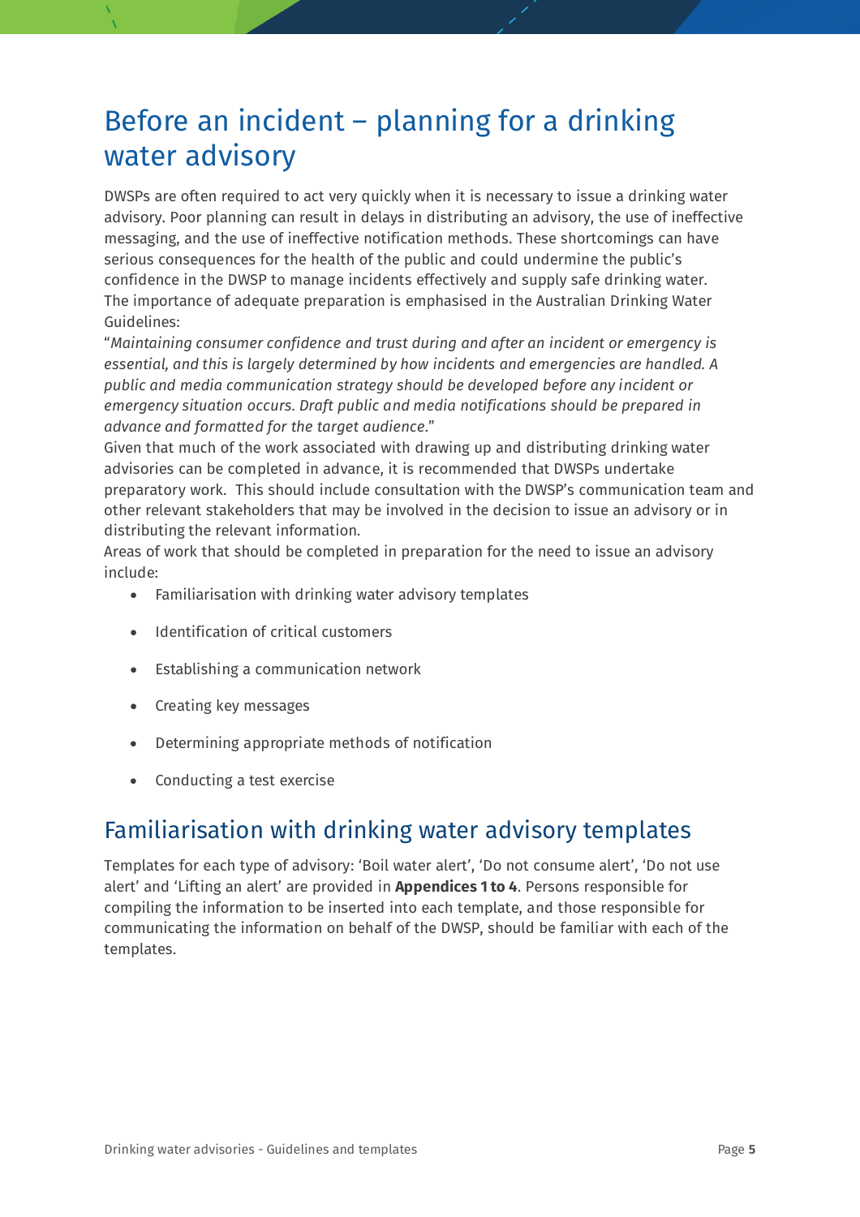# Before an incident – planning for a drinking water advisory

DWSPs are often required to act very quickly when it is necessary to issue a drinking water advisory. Poor planning can result in delays in distributing an advisory, the use of ineffective messaging, and the use of ineffective notification methods. These shortcomings can have serious consequences for the health of the public and could undermine the public's confidence in the DWSP to manage incidents effectively and supply safe drinking water. The importance of adequate preparation is emphasised in the Australian Drinking Water Guidelines:

"*Maintaining consumer confidence and trust during and after an incident or emergency is essential, and this is largely determined by how incidents and emergencies are handled. A public and media communication strategy should be developed before any incident or emergency situation occurs. Draft public and media notifications should be prepared in advance and formatted for the target audience*."

Given that much of the work associated with drawing up and distributing drinking water advisories can be completed in advance, it is recommended that DWSPs undertake preparatory work. This should include consultation with the DWSP's communication team and other relevant stakeholders that may be involved in the decision to issue an advisory or in distributing the relevant information.

Areas of work that should be completed in preparation for the need to issue an advisory include:

- Familiarisation with drinking water advisory templates
- Identification of critical customers
- Establishing a communication network
- Creating key messages
- Determining appropriate methods of notification
- Conducting a test exercise

## Familiarisation with drinking water advisory templates

Templates for each type of advisory: 'Boil water alert', 'Do not consume alert', 'Do not use alert' and 'Lifting an alert' are provided in **Appendices 1 to 4**. Persons responsible for compiling the information to be inserted into each template, and those responsible for communicating the information on behalf of the DWSP, should be familiar with each of the templates.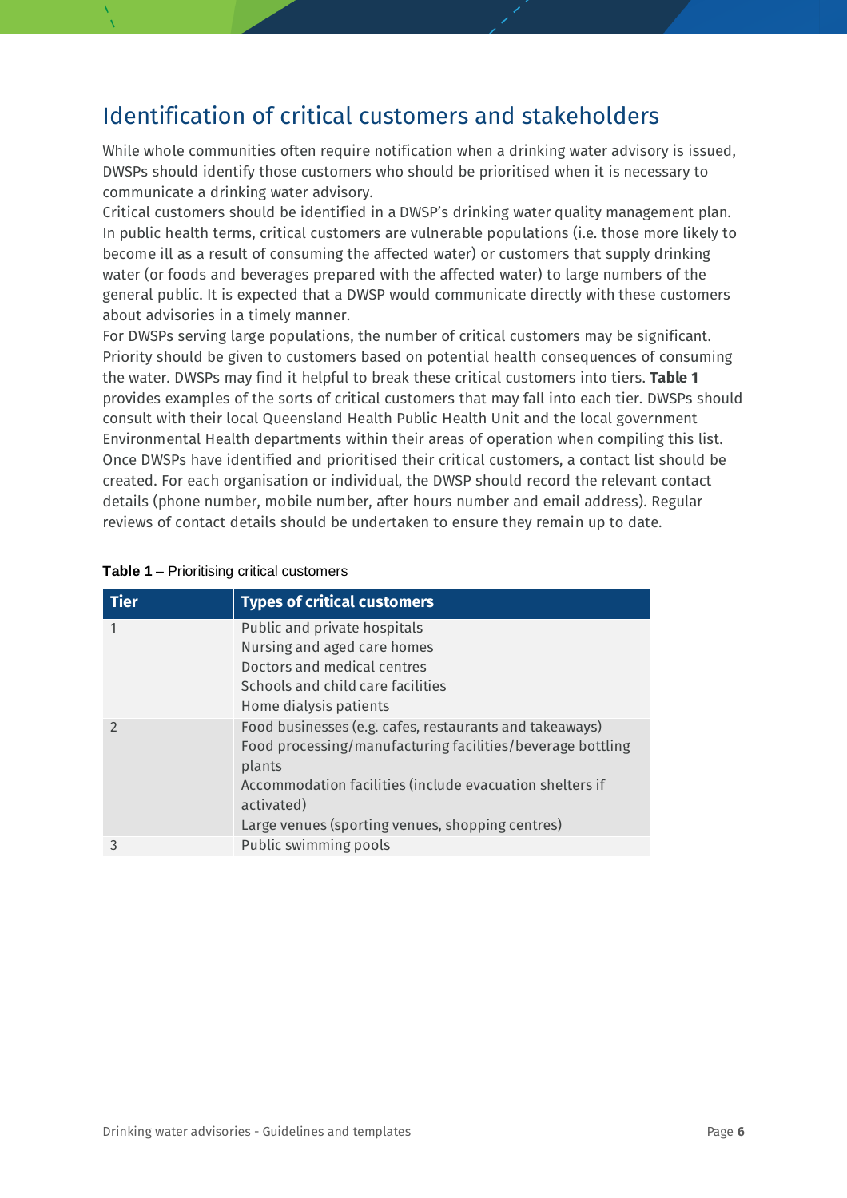## Identification of critical customers and stakeholders

While whole communities often require notification when a drinking water advisory is issued, DWSPs should identify those customers who should be prioritised when it is necessary to communicate a drinking water advisory.

Critical customers should be identified in a DWSP's drinking water quality management plan. In public health terms, critical customers are vulnerable populations (i.e. those more likely to become ill as a result of consuming the affected water) or customers that supply drinking water (or foods and beverages prepared with the affected water) to large numbers of the general public. It is expected that a DWSP would communicate directly with these customers about advisories in a timely manner.

For DWSPs serving large populations, the number of critical customers may be significant. Priority should be given to customers based on potential health consequences of consuming the water. DWSPs may find it helpful to break these critical customers into tiers. **Table 1** provides examples of the sorts of critical customers that may fall into each tier. DWSPs should consult with their local Queensland Health Public Health Unit and the local government Environmental Health departments within their areas of operation when compiling this list.

Once DWSPs have identified and prioritised their critical customers, a contact list should be created. For each organisation or individual, the DWSP should record the relevant contact details (phone number, mobile number, after hours number and email address). Regular reviews of contact details should be undertaken to ensure they remain up to date.

**Table 1** – Prioritising critical customers

| Tier | Types of critical customers |
| --- | --- |
| 1 | Public and private hospitals<br>Nursing and aged care homes<br>Doctors and medical centres<br>Schools and child care facilities<br>Home dialysis patients |
| 2 | Food businesses (e.g. cafes, restaurants and takeaways)<br>Food processing/manufacturing facilities/beverage bottling plants<br>Accommodation facilities (include evacuation shelters if activated)<br>Large venues (sporting venues, shopping centres) |
| 3 | Public swimming pools |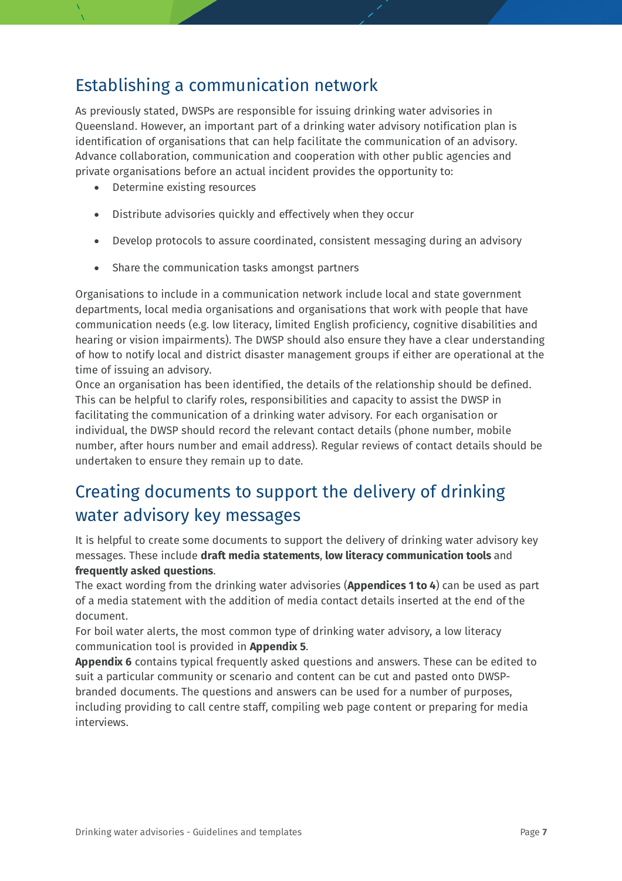## Establishing a communication network

As previously stated, DWSPs are responsible for issuing drinking water advisories in Queensland. However, an important part of a drinking water advisory notification plan is identification of organisations that can help facilitate the communication of an advisory. Advance collaboration, communication and cooperation with other public agencies and private organisations before an actual incident provides the opportunity to:

- Determine existing resources
- Distribute advisories quickly and effectively when they occur
- Develop protocols to assure coordinated, consistent messaging during an advisory
- Share the communication tasks amongst partners

Organisations to include in a communication network include local and state government departments, local media organisations and organisations that work with people that have communication needs (e.g. low literacy, limited English proficiency, cognitive disabilities and hearing or vision impairments). The DWSP should also ensure they have a clear understanding of how to notify local and district disaster management groups if either are operational at the time of issuing an advisory.

Once an organisation has been identified, the details of the relationship should be defined. This can be helpful to clarify roles, responsibilities and capacity to assist the DWSP in facilitating the communication of a drinking water advisory. For each organisation or individual, the DWSP should record the relevant contact details (phone number, mobile number, after hours number and email address). Regular reviews of contact details should be undertaken to ensure they remain up to date.

## Creating documents to support the delivery of drinking water advisory key messages

It is helpful to create some documents to support the delivery of drinking water advisory key messages. These include **draft media statements**, **low literacy communication tools** and **frequently asked questions**.

The exact wording from the drinking water advisories (**Appendices 1 to 4**) can be used as part of a media statement with the addition of media contact details inserted at the end of the document.

For boil water alerts, the most common type of drinking water advisory, a low literacy communication tool is provided in **Appendix 5**.

**Appendix 6** contains typical frequently asked questions and answers. These can be edited to suit a particular community or scenario and content can be cut and pasted onto DWSP-branded documents. The questions and answers can be used for a number of purposes, including providing to call centre staff, compiling web page content or preparing for media interviews.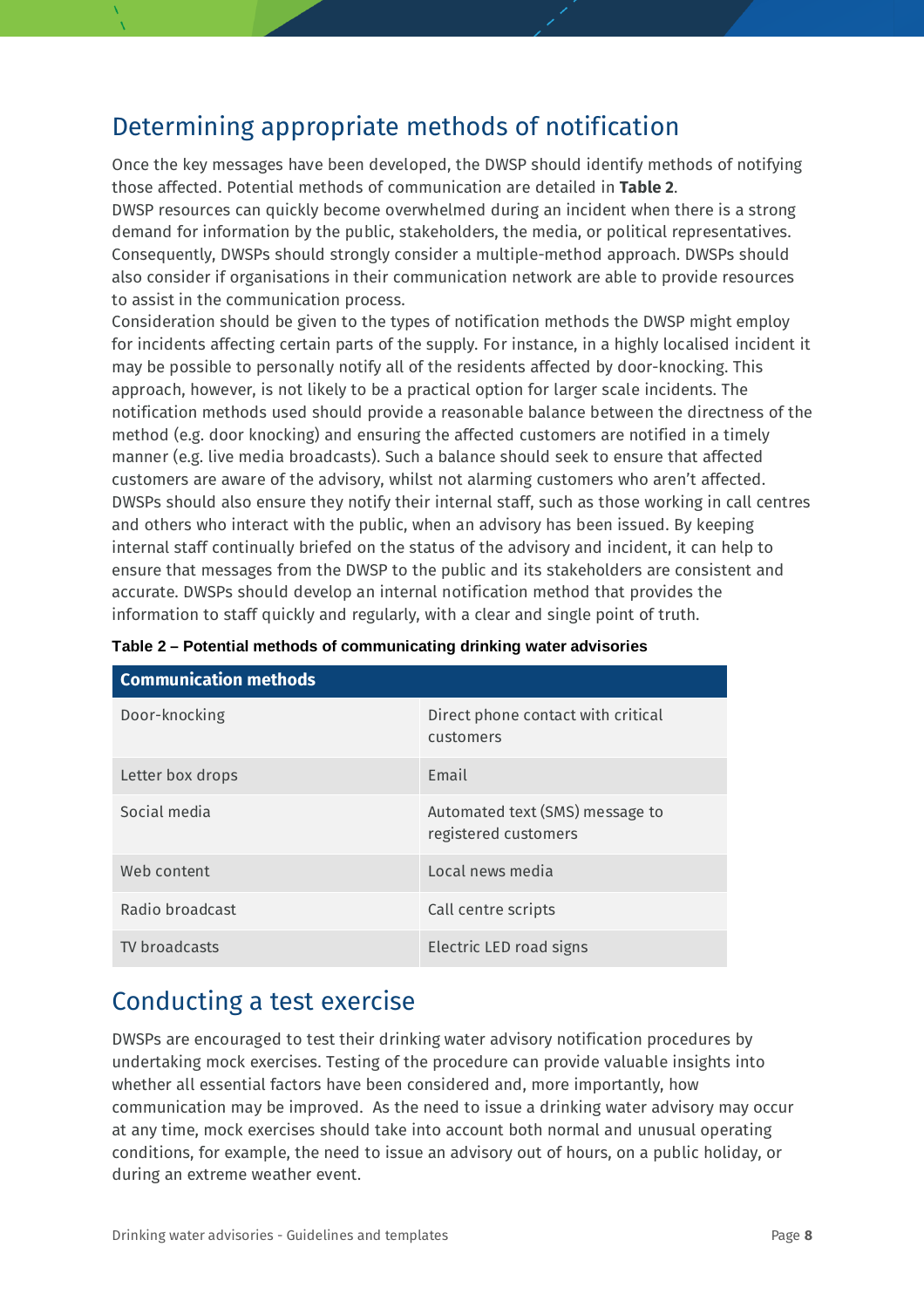## Determining appropriate methods of notification

Once the key messages have been developed, the DWSP should identify methods of notifying those affected. Potential methods of communication are detailed in **Table 2**.

DWSP resources can quickly become overwhelmed during an incident when there is a strong demand for information by the public, stakeholders, the media, or political representatives. Consequently, DWSPs should strongly consider a multiple-method approach. DWSPs should also consider if organisations in their communication network are able to provide resources to assist in the communication process.

Consideration should be given to the types of notification methods the DWSP might employ for incidents affecting certain parts of the supply. For instance, in a highly localised incident it may be possible to personally notify all of the residents affected by door-knocking. This approach, however, is not likely to be a practical option for larger scale incidents. The notification methods used should provide a reasonable balance between the directness of the method (e.g. door knocking) and ensuring the affected customers are notified in a timely manner (e.g. live media broadcasts). Such a balance should seek to ensure that affected customers are aware of the advisory, whilst not alarming customers who aren't affected.

DWSPs should also ensure they notify their internal staff, such as those working in call centres and others who interact with the public, when an advisory has been issued. By keeping internal staff continually briefed on the status of the advisory and incident, it can help to ensure that messages from the DWSP to the public and its stakeholders are consistent and accurate. DWSPs should develop an internal notification method that provides the information to staff quickly and regularly, with a clear and single point of truth.

**Table 2 – Potential methods of communicating drinking water advisories**

| Communication methods | |
|---|---|
| Door-knocking | Direct phone contact with critical customers |
| Letter box drops | Email |
| Social media | Automated text (SMS) message to registered customers |
| Web content | Local news media |
| Radio broadcast | Call centre scripts |
| TV broadcasts | Electric LED road signs |

## Conducting a test exercise

DWSPs are encouraged to test their drinking water advisory notification procedures by undertaking mock exercises. Testing of the procedure can provide valuable insights into whether all essential factors have been considered and, more importantly, how communication may be improved. As the need to issue a drinking water advisory may occur at any time, mock exercises should take into account both normal and unusual operating conditions, for example, the need to issue an advisory out of hours, on a public holiday, or during an extreme weather event.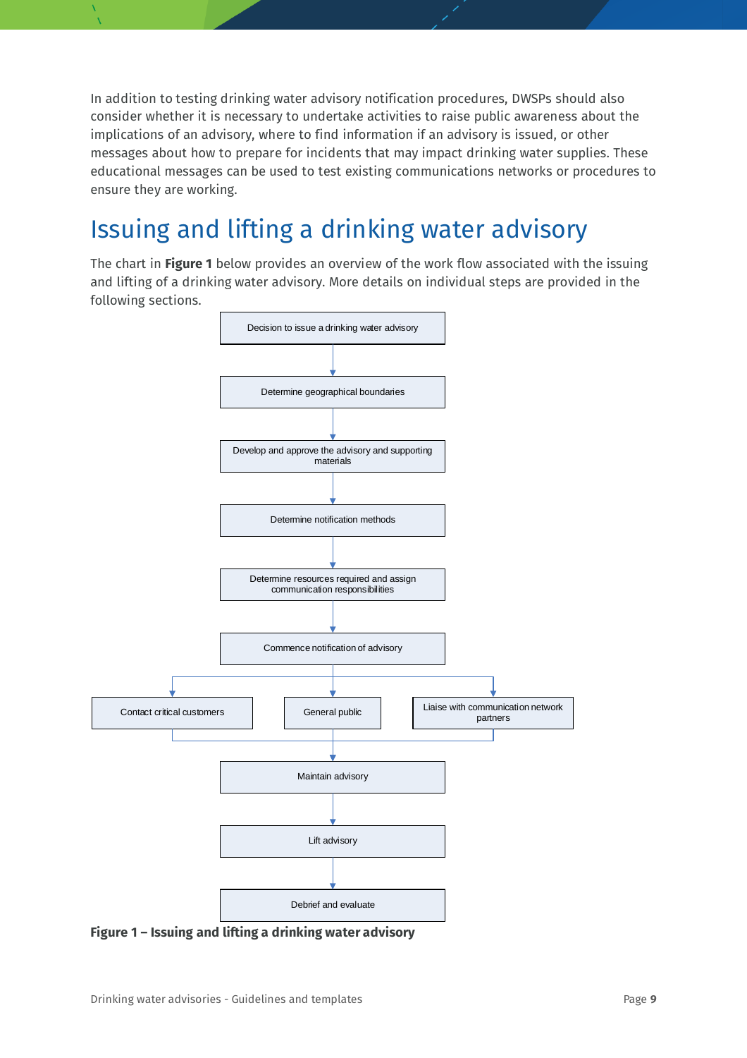In addition to testing drinking water advisory notification procedures, DWSPs should also consider whether it is necessary to undertake activities to raise public awareness about the implications of an advisory, where to find information if an advisory is issued, or other messages about how to prepare for incidents that may impact drinking water supplies. These educational messages can be used to test existing communications networks or procedures to ensure they are working.

# Issuing and lifting a drinking water advisory

The chart in **Figure 1** below provides an overview of the work flow associated with the issuing and lifting of a drinking water advisory. More details on individual steps are provided in the following sections.

Decision to issue a drinking water advisory

↓

Determine geographical boundaries

↓

Develop and approve the advisory and supporting materials

↓

Determine notification methods

↓

Determine resources required and assign communication responsibilities

↓

Commence notification of advisory

↓

Contact critical customers | General public | Liaise with communication network partners

↓

Maintain advisory

↓

Lift advisory

↓

Debrief and evaluate

**Figure 1 – Issuing and lifting a drinking water advisory**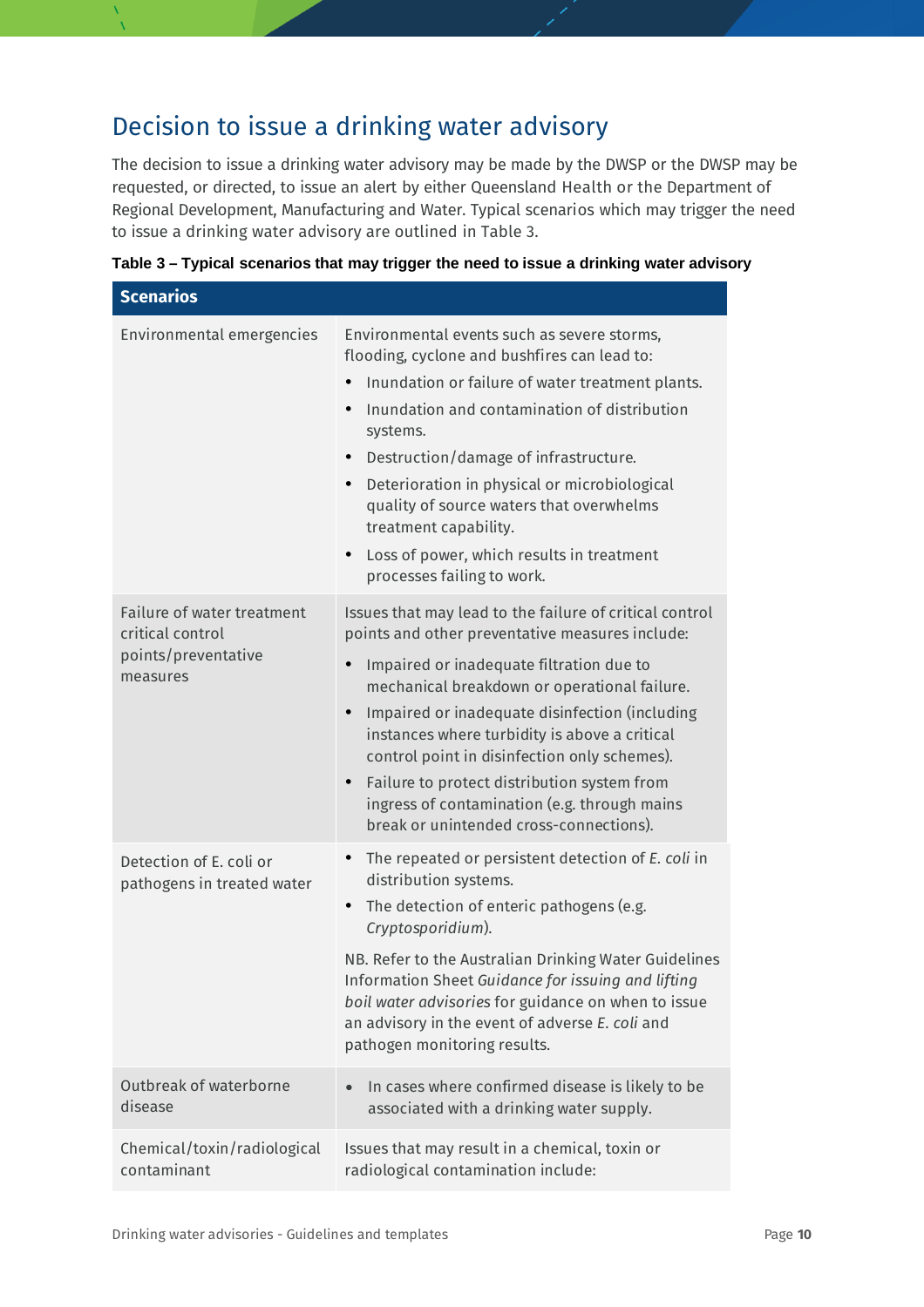## Decision to issue a drinking water advisory

The decision to issue a drinking water advisory may be made by the DWSP or the DWSP may be requested, or directed, to issue an alert by either Queensland Health or the Department of Regional Development, Manufacturing and Water. Typical scenarios which may trigger the need to issue a drinking water advisory are outlined in Table 3.

**Table 3 – Typical scenarios that may trigger the need to issue a drinking water advisory**

| Scenarios | |
|---|---|
| Environmental emergencies | Environmental events such as severe storms, flooding, cyclone and bushfires can lead to:<br>• Inundation or failure of water treatment plants.<br>• Inundation and contamination of distribution systems.<br>• Destruction/damage of infrastructure.<br>• Deterioration in physical or microbiological quality of source waters that overwhelms treatment capability.<br>• Loss of power, which results in treatment processes failing to work. |
| Failure of water treatment critical control points/preventative measures | Issues that may lead to the failure of critical control points and other preventative measures include:<br>• Impaired or inadequate filtration due to mechanical breakdown or operational failure.<br>• Impaired or inadequate disinfection (including instances where turbidity is above a critical control point in disinfection only schemes).<br>• Failure to protect distribution system from ingress of contamination (e.g. through mains break or unintended cross-connections). |
| Detection of E. coli or pathogens in treated water | • The repeated or persistent detection of *E. coli* in distribution systems.<br>• The detection of enteric pathogens (e.g. *Cryptosporidium*).<br>NB. Refer to the Australian Drinking Water Guidelines Information Sheet *Guidance for issuing and lifting boil water advisories* for guidance on when to issue an advisory in the event of adverse *E. coli* and pathogen monitoring results. |
| Outbreak of waterborne disease | • In cases where confirmed disease is likely to be associated with a drinking water supply. |
| Chemical/toxin/radiological contaminant | Issues that may result in a chemical, toxin or radiological contamination include: |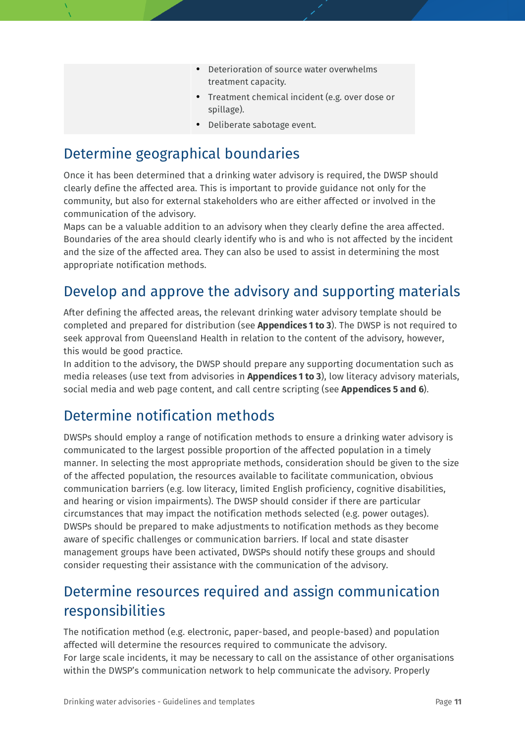| | |
|---|---|
| | • Deterioration of source water overwhelms treatment capacity.<br>• Treatment chemical incident (e.g. over dose or spillage).<br>• Deliberate sabotage event. |

## Determine geographical boundaries

Once it has been determined that a drinking water advisory is required, the DWSP should clearly define the affected area. This is important to provide guidance not only for the community, but also for external stakeholders who are either affected or involved in the communication of the advisory.

Maps can be a valuable addition to an advisory when they clearly define the area affected. Boundaries of the area should clearly identify who is and who is not affected by the incident and the size of the affected area. They can also be used to assist in determining the most appropriate notification methods.

## Develop and approve the advisory and supporting materials

After defining the affected areas, the relevant drinking water advisory template should be completed and prepared for distribution (see **Appendices 1 to 3**). The DWSP is not required to seek approval from Queensland Health in relation to the content of the advisory, however, this would be good practice.

In addition to the advisory, the DWSP should prepare any supporting documentation such as media releases (use text from advisories in **Appendices 1 to 3**), low literacy advisory materials, social media and web page content, and call centre scripting (see **Appendices 5 and 6**).

## Determine notification methods

DWSPs should employ a range of notification methods to ensure a drinking water advisory is communicated to the largest possible proportion of the affected population in a timely manner. In selecting the most appropriate methods, consideration should be given to the size of the affected population, the resources available to facilitate communication, obvious communication barriers (e.g. low literacy, limited English proficiency, cognitive disabilities, and hearing or vision impairments). The DWSP should consider if there are particular circumstances that may impact the notification methods selected (e.g. power outages). DWSPs should be prepared to make adjustments to notification methods as they become aware of specific challenges or communication barriers. If local and state disaster management groups have been activated, DWSPs should notify these groups and should consider requesting their assistance with the communication of the advisory.

## Determine resources required and assign communication responsibilities

The notification method (e.g. electronic, paper-based, and people-based) and population affected will determine the resources required to communicate the advisory.

For large scale incidents, it may be necessary to call on the assistance of other organisations within the DWSP's communication network to help communicate the advisory. Properly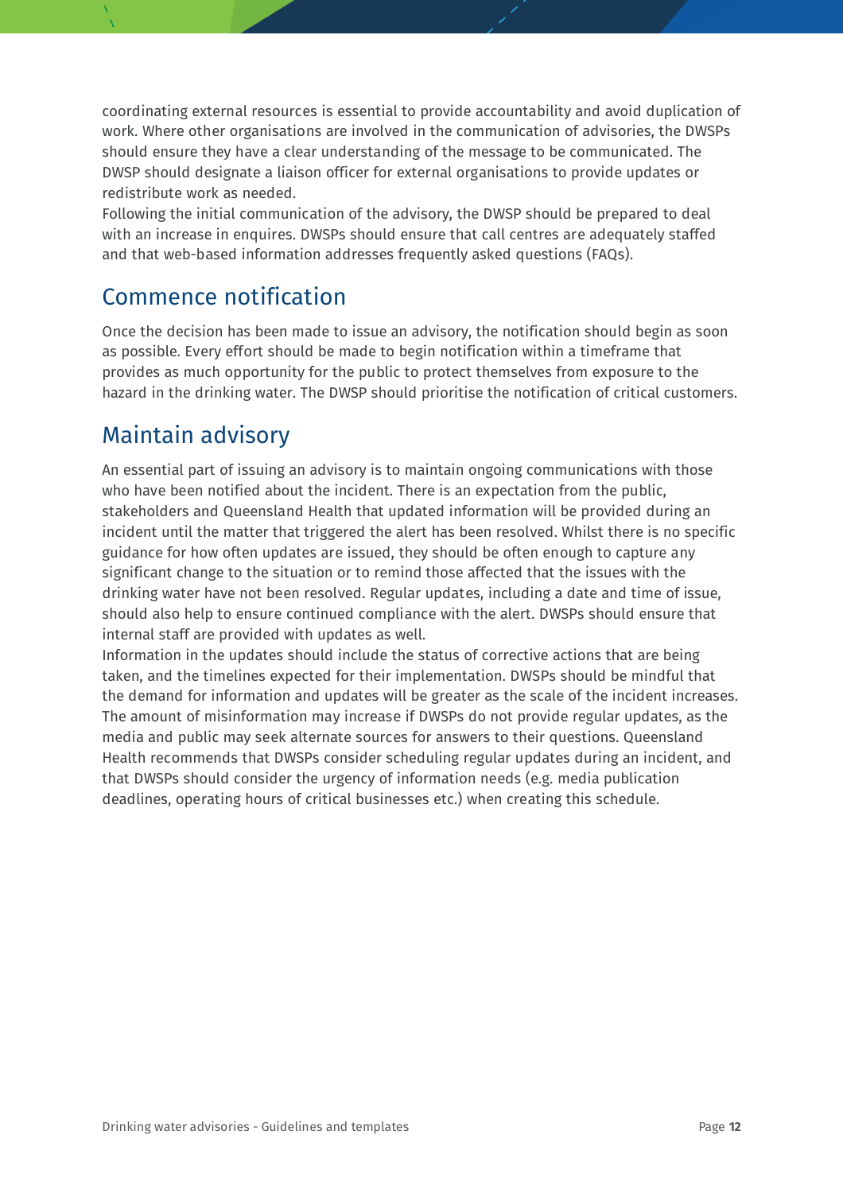coordinating external resources is essential to provide accountability and avoid duplication of work. Where other organisations are involved in the communication of advisories, the DWSPs should ensure they have a clear understanding of the message to be communicated. The DWSP should designate a liaison officer for external organisations to provide updates or redistribute work as needed.

Following the initial communication of the advisory, the DWSP should be prepared to deal with an increase in enquires. DWSPs should ensure that call centres are adequately staffed and that web-based information addresses frequently asked questions (FAQs).

## Commence notification

Once the decision has been made to issue an advisory, the notification should begin as soon as possible. Every effort should be made to begin notification within a timeframe that provides as much opportunity for the public to protect themselves from exposure to the hazard in the drinking water. The DWSP should prioritise the notification of critical customers.

## Maintain advisory

An essential part of issuing an advisory is to maintain ongoing communications with those who have been notified about the incident. There is an expectation from the public, stakeholders and Queensland Health that updated information will be provided during an incident until the matter that triggered the alert has been resolved. Whilst there is no specific guidance for how often updates are issued, they should be often enough to capture any significant change to the situation or to remind those affected that the issues with the drinking water have not been resolved. Regular updates, including a date and time of issue, should also help to ensure continued compliance with the alert. DWSPs should ensure that internal staff are provided with updates as well.

Information in the updates should include the status of corrective actions that are being taken, and the timelines expected for their implementation. DWSPs should be mindful that the demand for information and updates will be greater as the scale of the incident increases. The amount of misinformation may increase if DWSPs do not provide regular updates, as the media and public may seek alternate sources for answers to their questions. Queensland Health recommends that DWSPs consider scheduling regular updates during an incident, and that DWSPs should consider the urgency of information needs (e.g. media publication deadlines, operating hours of critical businesses etc.) when creating this schedule.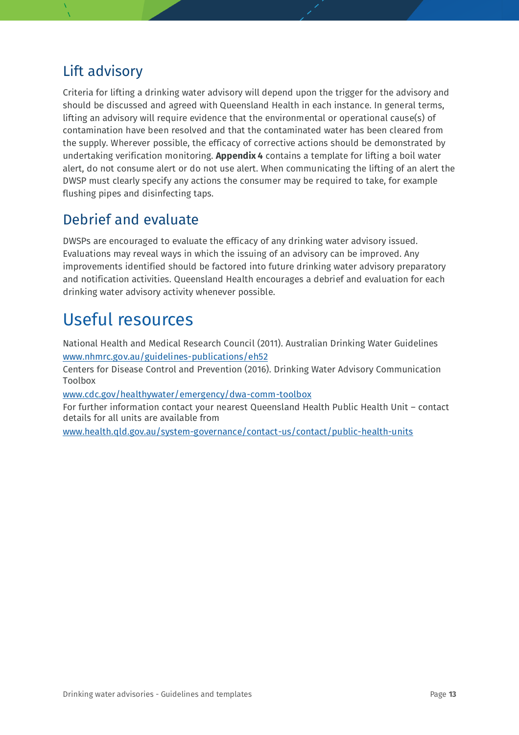## Lift advisory

Criteria for lifting a drinking water advisory will depend upon the trigger for the advisory and should be discussed and agreed with Queensland Health in each instance. In general terms, lifting an advisory will require evidence that the environmental or operational cause(s) of contamination have been resolved and that the contaminated water has been cleared from the supply. Wherever possible, the efficacy of corrective actions should be demonstrated by undertaking verification monitoring. **Appendix 4** contains a template for lifting a boil water alert, do not consume alert or do not use alert. When communicating the lifting of an alert the DWSP must clearly specify any actions the consumer may be required to take, for example flushing pipes and disinfecting taps.

## Debrief and evaluate

DWSPs are encouraged to evaluate the efficacy of any drinking water advisory issued. Evaluations may reveal ways in which the issuing of an advisory can be improved. Any improvements identified should be factored into future drinking water advisory preparatory and notification activities. Queensland Health encourages a debrief and evaluation for each drinking water advisory activity whenever possible.

# Useful resources

National Health and Medical Research Council (2011). Australian Drinking Water Guidelines
[www.nhmrc.gov.au/guidelines-publications/eh52](www.nhmrc.gov.au/guidelines-publications/eh52)

Centers for Disease Control and Prevention (2016). Drinking Water Advisory Communication Toolbox
[www.cdc.gov/healthywater/emergency/dwa-comm-toolbox](www.cdc.gov/healthywater/emergency/dwa-comm-toolbox)

For further information contact your nearest Queensland Health Public Health Unit – contact details for all units are available from
[www.health.qld.gov.au/system-governance/contact-us/contact/public-health-units](www.health.qld.gov.au/system-governance/contact-us/contact/public-health-units)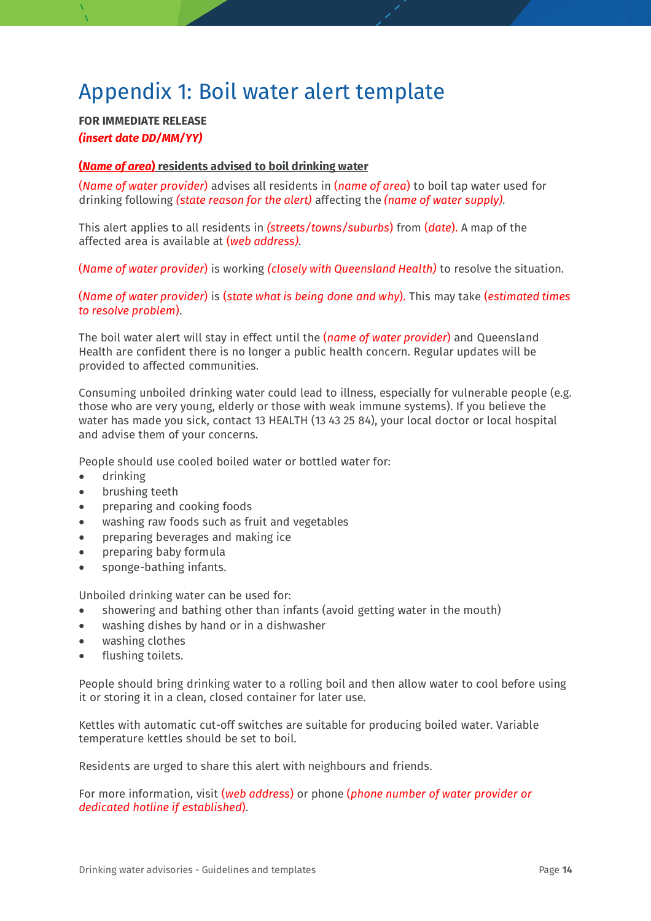# Appendix 1: Boil water alert template

**FOR IMMEDIATE RELEASE**

***(insert date DD/MM/YY)***

**(*Name of area*) residents advised to boil drinking water**

(*Name of water provider*) advises all residents in (*name of area*) to boil tap water used for drinking following *(state reason for the alert)* affecting the *(name of water supply)*.

This alert applies to all residents in *(streets/towns/suburbs)* from (*date*). A map of the affected area is available at *(web address)*.

(*Name of water provider*) is working *(closely with Queensland Health)* to resolve the situation.

(*Name of water provider*) is (*state what is being done and why*). This may take (*estimated times to resolve problem*).

The boil water alert will stay in effect until the (*name of water provider*) and Queensland Health are confident there is no longer a public health concern. Regular updates will be provided to affected communities.

Consuming unboiled drinking water could lead to illness, especially for vulnerable people (e.g. those who are very young, elderly or those with weak immune systems). If you believe the water has made you sick, contact 13 HEALTH (13 43 25 84), your local doctor or local hospital and advise them of your concerns.

People should use cooled boiled water or bottled water for:

- drinking
- brushing teeth
- preparing and cooking foods
- washing raw foods such as fruit and vegetables
- preparing beverages and making ice
- preparing baby formula
- sponge-bathing infants.

Unboiled drinking water can be used for:

- showering and bathing other than infants (avoid getting water in the mouth)
- washing dishes by hand or in a dishwasher
- washing clothes
- flushing toilets.

People should bring drinking water to a rolling boil and then allow water to cool before using it or storing it in a clean, closed container for later use.

Kettles with automatic cut-off switches are suitable for producing boiled water. Variable temperature kettles should be set to boil.

Residents are urged to share this alert with neighbours and friends.

For more information, visit (*web address*) or phone (*phone number of water provider or dedicated hotline if established*).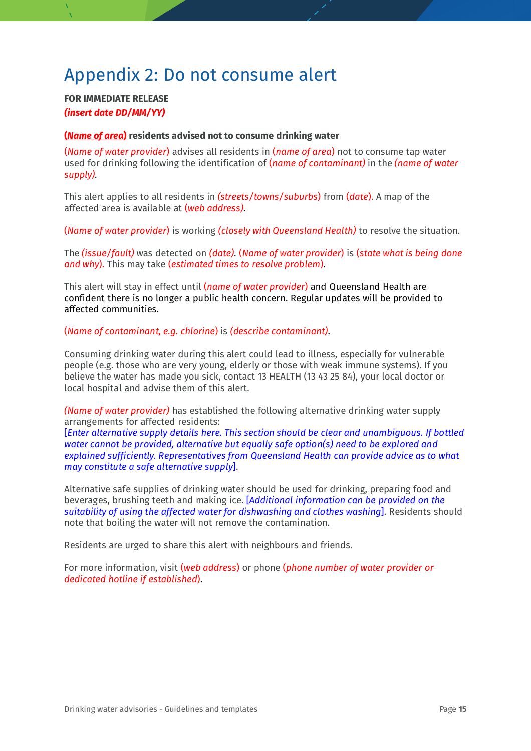# Appendix 2: Do not consume alert

**FOR IMMEDIATE RELEASE**

***(insert date DD/MM/YY)***

**(*Name of area*) residents advised not to consume drinking water**

(*Name of water provider*) advises all residents in (*name of area*) not to consume tap water used for drinking following the identification of (*name of contaminant)* in the *(name of water supply)*.

This alert applies to all residents in *(streets/towns/suburbs*) from (*date*). A map of the affected area is available at (*web address)*.

(*Name of water provider*) is working *(closely with Queensland Health)* to resolve the situation.

The *(issue/fault)* was detected on *(date)*. (*Name of water provider*) is (*state what is being done and why*). This may take (*estimated times to resolve problem*).

This alert will stay in effect until (*name of water provider*) and Queensland Health are confident there is no longer a public health concern. Regular updates will be provided to affected communities.

(*Name of contaminant, e.g. chlorine*) is *(describe contaminant)*.

Consuming drinking water during this alert could lead to illness, especially for vulnerable people (e.g. those who are very young, elderly or those with weak immune systems). If you believe the water has made you sick, contact 13 HEALTH (13 43 25 84), your local doctor or local hospital and advise them of this alert.

*(Name of water provider)* has established the following alternative drinking water supply arrangements for affected residents:
[*Enter alternative supply details here. This section should be clear and unambiguous. If bottled water cannot be provided, alternative but equally safe option(s) need to be explored and explained sufficiently. Representatives from Queensland Health can provide advice as to what may constitute a safe alternative supply*].

Alternative safe supplies of drinking water should be used for drinking, preparing food and beverages, brushing teeth and making ice. [*Additional information can be provided on the suitability of using the affected water for dishwashing and clothes washing*]. Residents should note that boiling the water will not remove the contamination.

Residents are urged to share this alert with neighbours and friends.

For more information, visit (*web address*) or phone (*phone number of water provider or dedicated hotline if established*).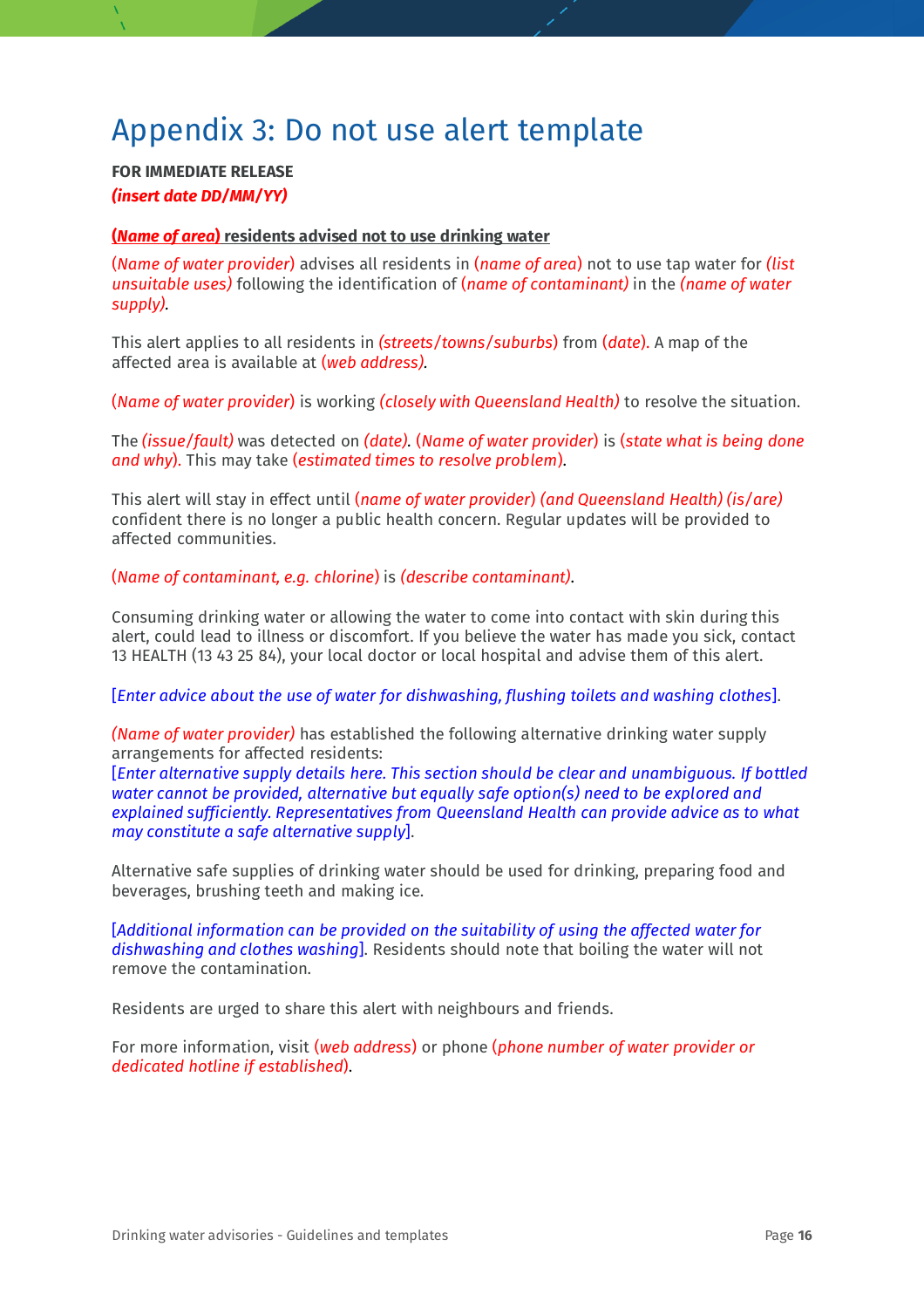# Appendix 3: Do not use alert template

**FOR IMMEDIATE RELEASE**

***(insert date DD/MM/YY)***

**(*Name of area*) residents advised not to use drinking water**

(*Name of water provider*) advises all residents in (*name of area*) not to use tap water for *(list unsuitable uses)* following the identification of (*name of contaminant)* in the *(name of water supply)*.

This alert applies to all residents in (*streets/towns/suburbs*) from (*date*). A map of the affected area is available at (*web address)*.

(*Name of water provider*) is working *(closely with Queensland Health)* to resolve the situation.

The *(issue/fault)* was detected on *(date)*. (*Name of water provider*) is (*state what is being done and why*). This may take (*estimated times to resolve problem*).

This alert will stay in effect until (*name of water provider*) *(and Queensland Health) (is/are)* confident there is no longer a public health concern. Regular updates will be provided to affected communities.

(*Name of contaminant, e.g. chlorine*) is *(describe contaminant)*.

Consuming drinking water or allowing the water to come into contact with skin during this alert, could lead to illness or discomfort. If you believe the water has made you sick, contact 13 HEALTH (13 43 25 84), your local doctor or local hospital and advise them of this alert.

[*Enter advice about the use of water for dishwashing, flushing toilets and washing clothes*].

*(Name of water provider)* has established the following alternative drinking water supply arrangements for affected residents:
[*Enter alternative supply details here. This section should be clear and unambiguous. If bottled water cannot be provided, alternative but equally safe option(s) need to be explored and explained sufficiently. Representatives from Queensland Health can provide advice as to what may constitute a safe alternative supply*].

Alternative safe supplies of drinking water should be used for drinking, preparing food and beverages, brushing teeth and making ice.

[*Additional information can be provided on the suitability of using the affected water for dishwashing and clothes washing*]. Residents should note that boiling the water will not remove the contamination.

Residents are urged to share this alert with neighbours and friends.

For more information, visit (*web address*) or phone (*phone number of water provider or dedicated hotline if established*).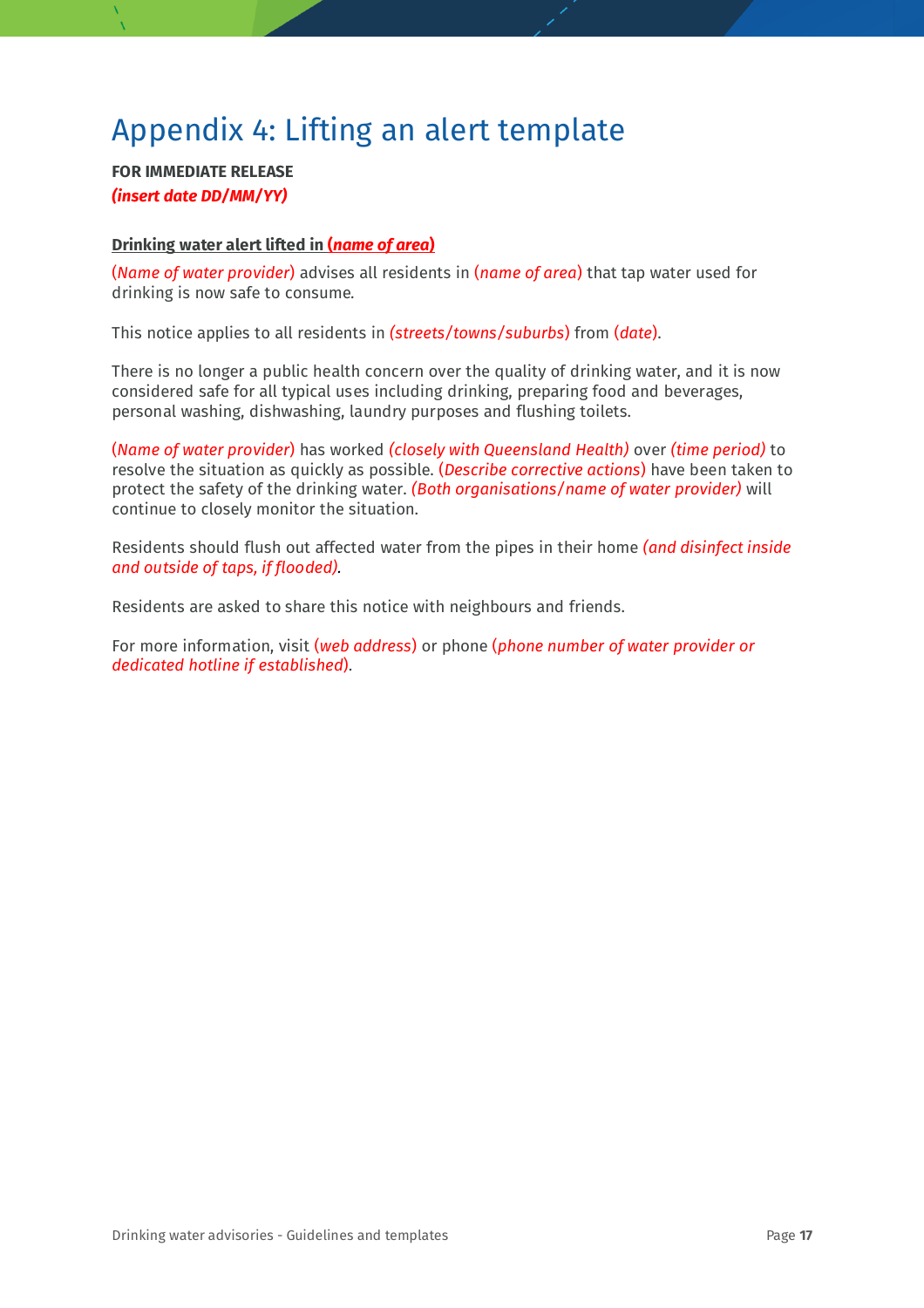# Appendix 4: Lifting an alert template

**FOR IMMEDIATE RELEASE**

***(insert date DD/MM/YY)***

**Drinking water alert lifted in *(name of area)***

*(Name of water provider)* advises all residents in *(name of area)* that tap water used for drinking is now safe to consume.

This notice applies to all residents in *(streets/towns/suburbs)* from *(date)*.

There is no longer a public health concern over the quality of drinking water, and it is now considered safe for all typical uses including drinking, preparing food and beverages, personal washing, dishwashing, laundry purposes and flushing toilets.

*(Name of water provider)* has worked *(closely with Queensland Health)* over *(time period)* to resolve the situation as quickly as possible. *(Describe corrective actions)* have been taken to protect the safety of the drinking water. *(Both organisations/name of water provider)* will continue to closely monitor the situation.

Residents should flush out affected water from the pipes in their home *(and disinfect inside and outside of taps, if flooded)*.

Residents are asked to share this notice with neighbours and friends.

For more information, visit *(web address)* or phone *(phone number of water provider or dedicated hotline if established)*.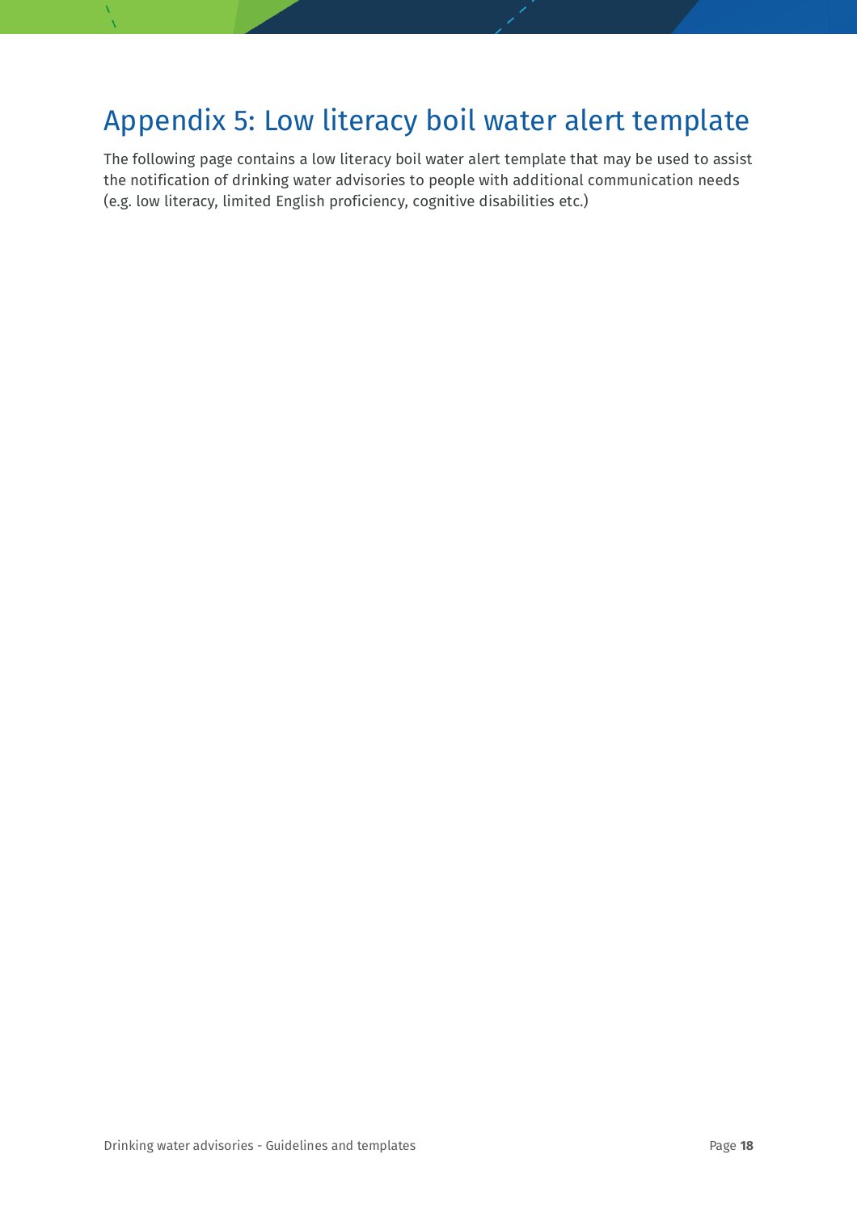# Appendix 5: Low literacy boil water alert template

The following page contains a low literacy boil water alert template that may be used to assist the notification of drinking water advisories to people with additional communication needs (e.g. low literacy, limited English proficiency, cognitive disabilities etc.)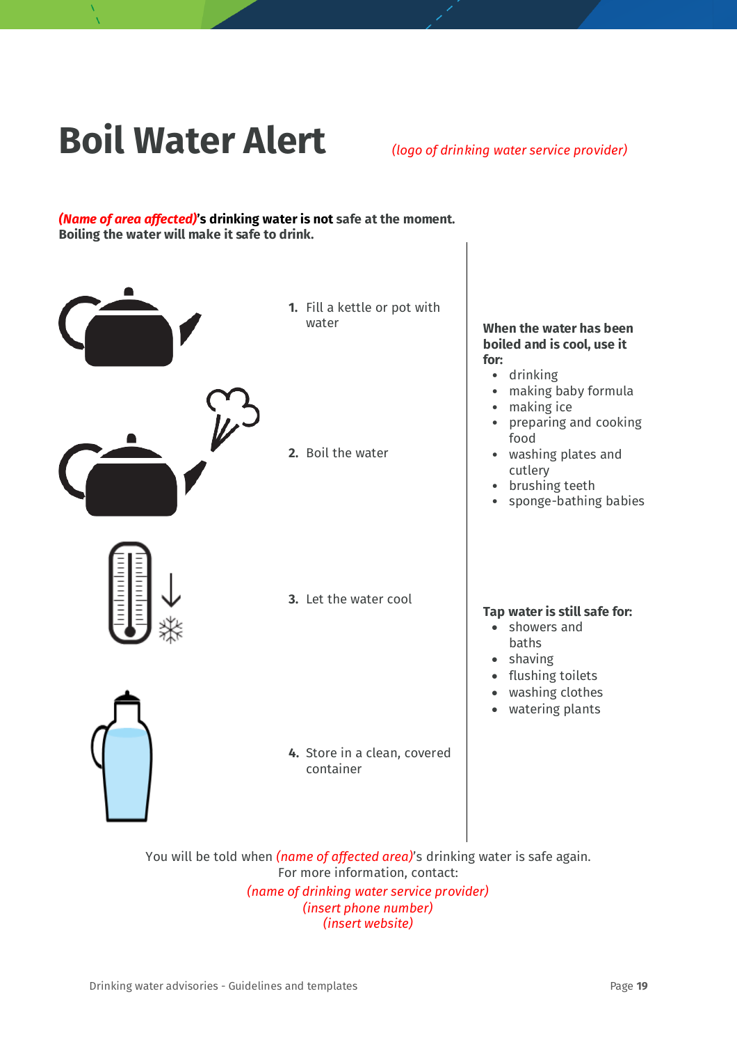# Boil Water Alert

*(logo of drinking water service provider)*

***(Name of area affected)*'s drinking water is not safe at the moment. Boiling the water will make it safe to drink.**

1. Fill a kettle or pot with water
2. Boil the water
3. Let the water cool
4. Store in a clean, covered container

**When the water has been boiled and is cool, use it for:**

- drinking
- making baby formula
- making ice
- preparing and cooking food
- washing plates and cutlery
- brushing teeth
- sponge-bathing babies

**Tap water is still safe for:**

- showers and baths
- shaving
- flushing toilets
- washing clothes
- watering plants

You will be told when *(name of affected area)*'s drinking water is safe again.
For more information, contact:
*(name of drinking water service provider)*
*(insert phone number)*
*(insert website)*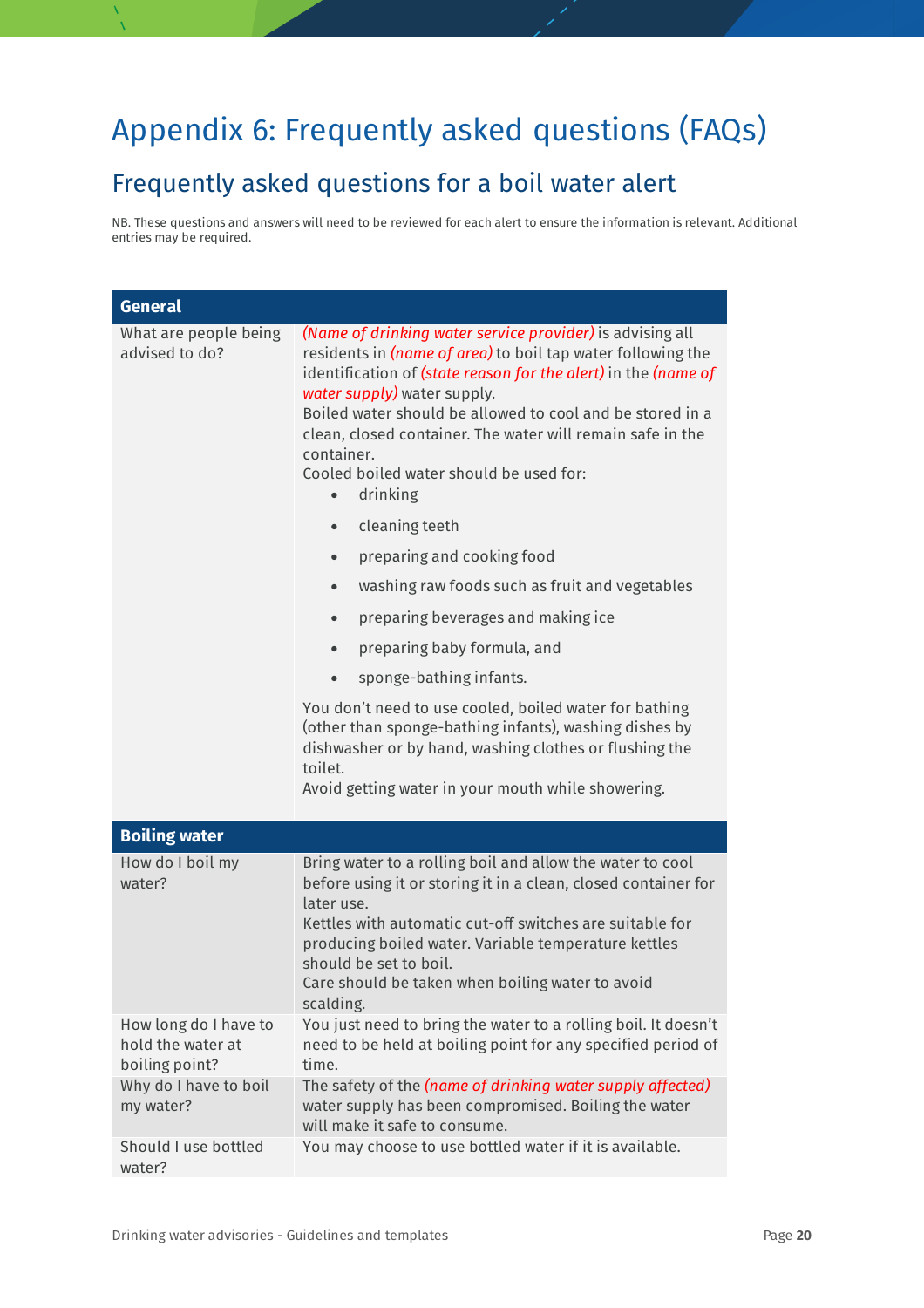# Appendix 6: Frequently asked questions (FAQs)

## Frequently asked questions for a boil water alert

NB. These questions and answers will need to be reviewed for each alert to ensure the information is relevant. Additional entries may be required.

| **General** | |
|---|---|
| What are people being advised to do? | *(Name of drinking water service provider)* is advising all residents in *(name of area)* to boil tap water following the identification of *(state reason for the alert)* in the *(name of water supply)* water supply.<br>Boiled water should be allowed to cool and be stored in a clean, closed container. The water will remain safe in the container.<br>Cooled boiled water should be used for:<br>• drinking<br>• cleaning teeth<br>• preparing and cooking food<br>• washing raw foods such as fruit and vegetables<br>• preparing beverages and making ice<br>• preparing baby formula, and<br>• sponge-bathing infants.<br>You don't need to use cooled, boiled water for bathing (other than sponge-bathing infants), washing dishes by dishwasher or by hand, washing clothes or flushing the toilet.<br>Avoid getting water in your mouth while showering. |
| **Boiling water** | |
| How do I boil my water? | Bring water to a rolling boil and allow the water to cool before using it or storing it in a clean, closed container for later use.<br>Kettles with automatic cut-off switches are suitable for producing boiled water. Variable temperature kettles should be set to boil.<br>Care should be taken when boiling water to avoid scalding. |
| How long do I have to hold the water at boiling point? | You just need to bring the water to a rolling boil. It doesn't need to be held at boiling point for any specified period of time. |
| Why do I have to boil my water? | The safety of the *(name of drinking water supply affected)* water supply has been compromised. Boiling the water will make it safe to consume. |
| Should I use bottled water? | You may choose to use bottled water if it is available. |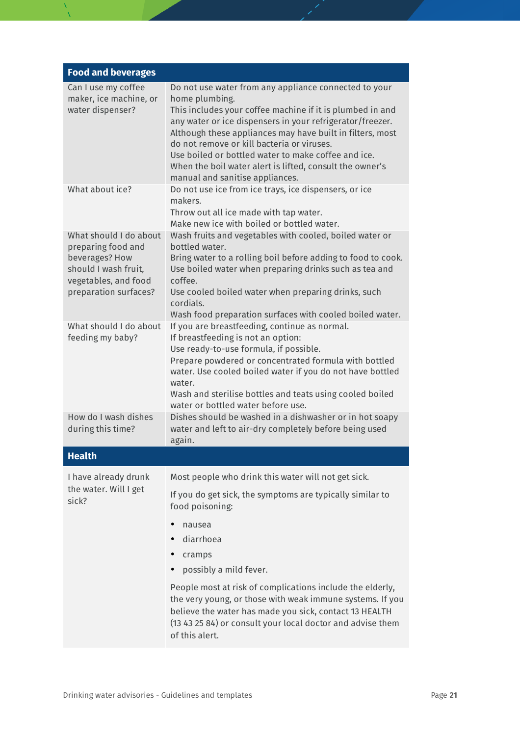| Food and beverages | |
|---|---|
| Can I use my coffee maker, ice machine, or water dispenser? | Do not use water from any appliance connected to your home plumbing.<br>This includes your coffee machine if it is plumbed in and any water or ice dispensers in your refrigerator/freezer.<br>Although these appliances may have built in filters, most do not remove or kill bacteria or viruses.<br>Use boiled or bottled water to make coffee and ice.<br>When the boil water alert is lifted, consult the owner's manual and sanitise appliances. |
| What about ice? | Do not use ice from ice trays, ice dispensers, or ice makers.<br>Throw out all ice made with tap water.<br>Make new ice with boiled or bottled water. |
| What should I do about preparing food and beverages? How should I wash fruit, vegetables, and food preparation surfaces? | Wash fruits and vegetables with cooled, boiled water or bottled water.<br>Bring water to a rolling boil before adding to food to cook.<br>Use boiled water when preparing drinks such as tea and coffee.<br>Use cooled boiled water when preparing drinks, such cordials.<br>Wash food preparation surfaces with cooled boiled water. |
| What should I do about feeding my baby? | If you are breastfeeding, continue as normal.<br>If breastfeeding is not an option:<br>Use ready-to-use formula, if possible.<br>Prepare powdered or concentrated formula with bottled water. Use cooled boiled water if you do not have bottled water.<br>Wash and sterilise bottles and teats using cooled boiled water or bottled water before use. |
| How do I wash dishes during this time? | Dishes should be washed in a dishwasher or in hot soapy water and left to air-dry completely before being used again. |
| **Health** | |
| I have already drunk the water. Will I get sick? | Most people who drink this water will not get sick.<br><br>If you do get sick, the symptoms are typically similar to food poisoning:<br>• nausea<br>• diarrhoea<br>• cramps<br>• possibly a mild fever.<br><br>People most at risk of complications include the elderly, the very young, or those with weak immune systems. If you believe the water has made you sick, contact 13 HEALTH (13 43 25 84) or consult your local doctor and advise them of this alert. |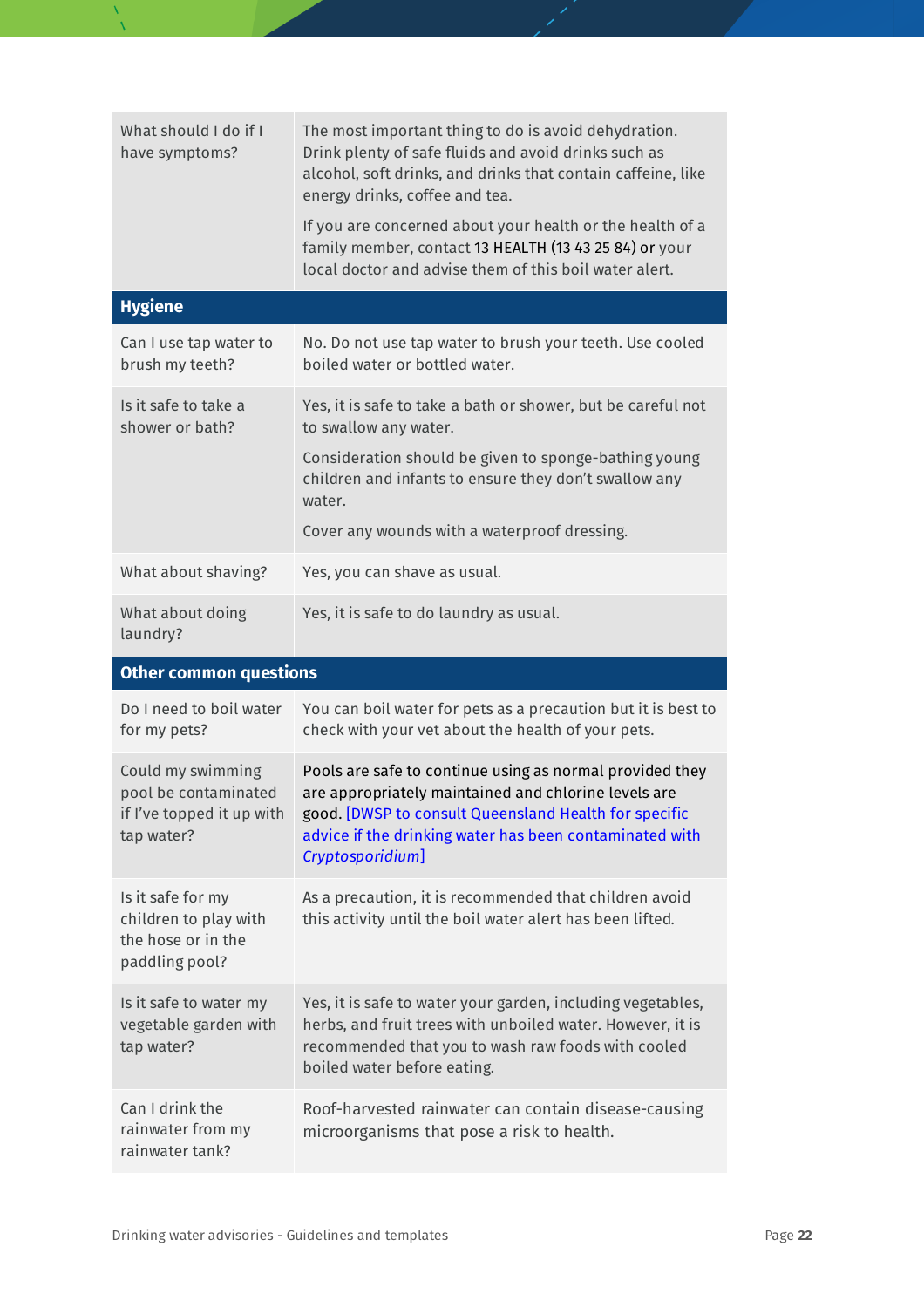| | |
|---|---|
| What should I do if I have symptoms? | The most important thing to do is avoid dehydration. Drink plenty of safe fluids and avoid drinks such as alcohol, soft drinks, and drinks that contain caffeine, like energy drinks, coffee and tea.<br><br>If you are concerned about your health or the health of a family member, contact 13 HEALTH (13 43 25 84) or your local doctor and advise them of this boil water alert. |
| **Hygiene** | |
| Can I use tap water to brush my teeth? | No. Do not use tap water to brush your teeth. Use cooled boiled water or bottled water. |
| Is it safe to take a shower or bath? | Yes, it is safe to take a bath or shower, but be careful not to swallow any water.<br><br>Consideration should be given to sponge-bathing young children and infants to ensure they don't swallow any water.<br><br>Cover any wounds with a waterproof dressing. |
| What about shaving? | Yes, you can shave as usual. |
| What about doing laundry? | Yes, it is safe to do laundry as usual. |
| **Other common questions** | |
| Do I need to boil water for my pets? | You can boil water for pets as a precaution but it is best to check with your vet about the health of your pets. |
| Could my swimming pool be contaminated if I've topped it up with tap water? | Pools are safe to continue using as normal provided they are appropriately maintained and chlorine levels are good. [DWSP to consult Queensland Health for specific advice if the drinking water has been contaminated with *Cryptosporidium*] |
| Is it safe for my children to play with the hose or in the paddling pool? | As a precaution, it is recommended that children avoid this activity until the boil water alert has been lifted. |
| Is it safe to water my vegetable garden with tap water? | Yes, it is safe to water your garden, including vegetables, herbs, and fruit trees with unboiled water. However, it is recommended that you to wash raw foods with cooled boiled water before eating. |
| Can I drink the rainwater from my rainwater tank? | Roof-harvested rainwater can contain disease-causing microorganisms that pose a risk to health. |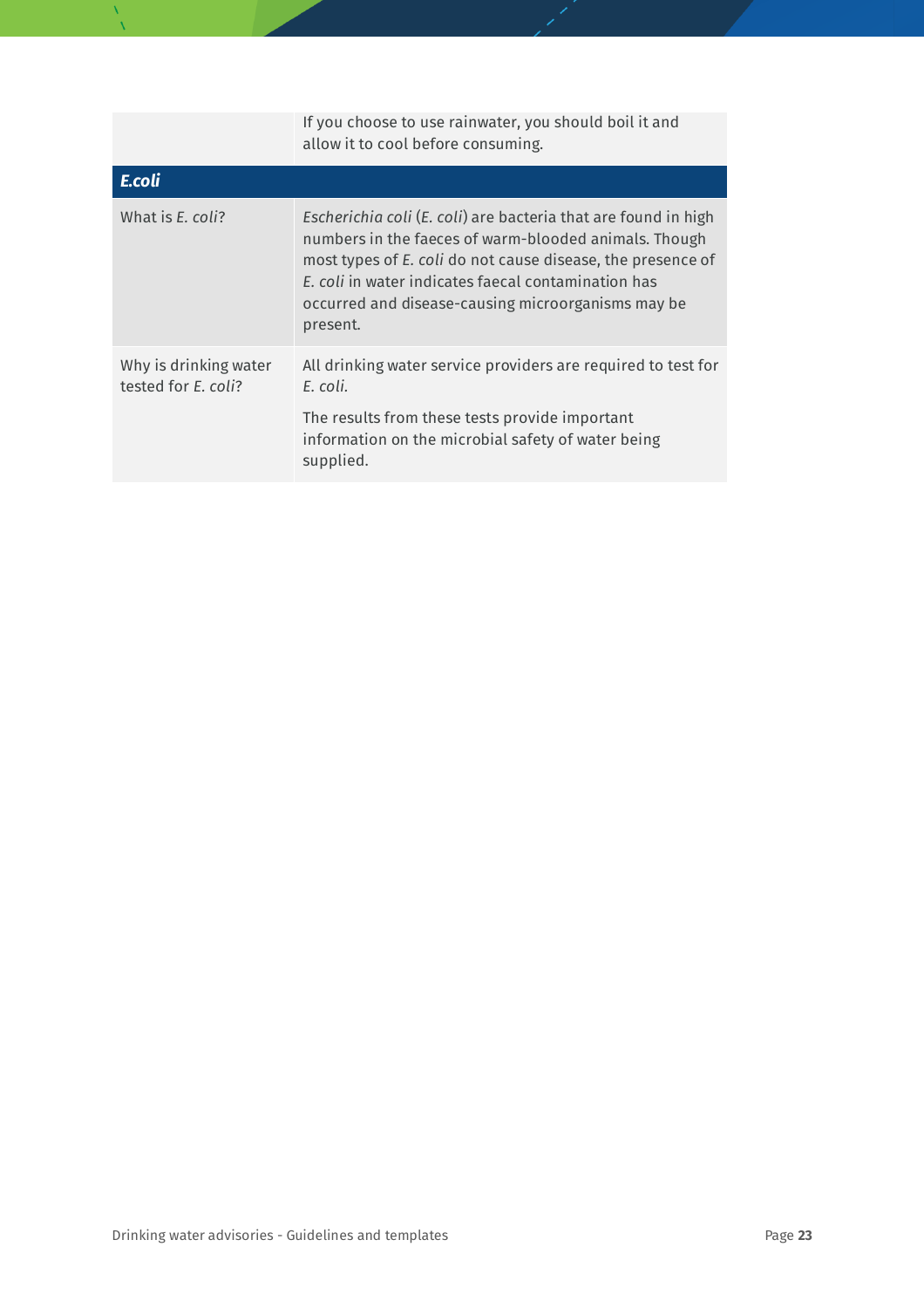| | |
|---|---|
| | If you choose to use rainwater, you should boil it and allow it to cool before consuming. |
| ***E.coli*** | |
| What is *E. coli*? | *Escherichia coli* (*E. coli*) are bacteria that are found in high numbers in the faeces of warm-blooded animals. Though most types of *E. coli* do not cause disease, the presence of *E. coli* in water indicates faecal contamination has occurred and disease-causing microorganisms may be present. |
| Why is drinking water tested for *E. coli*? | All drinking water service providers are required to test for *E. coli*.<br><br>The results from these tests provide important information on the microbial safety of water being supplied. |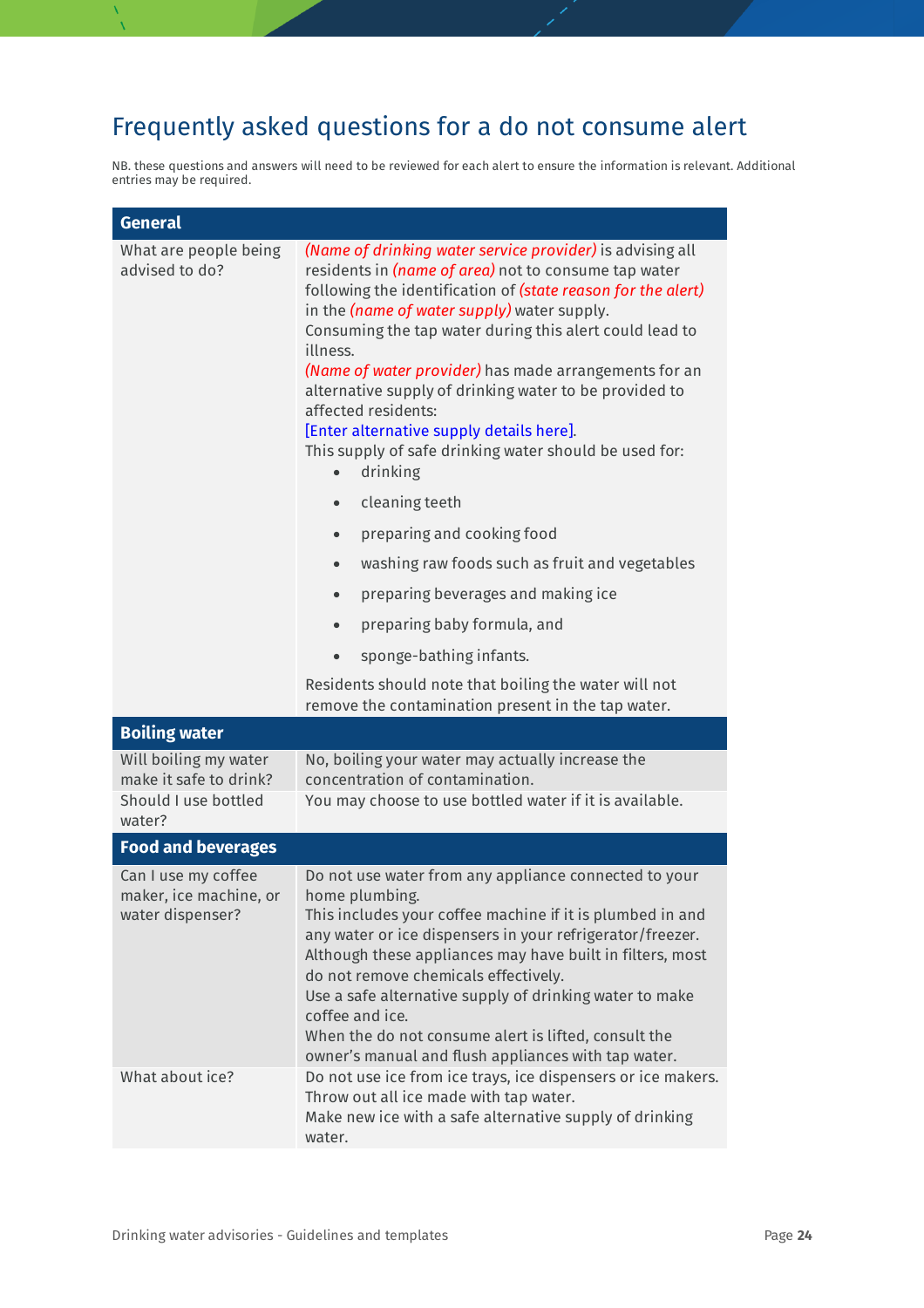# Frequently asked questions for a do not consume alert

NB. these questions and answers will need to be reviewed for each alert to ensure the information is relevant. Additional entries may be required.

| **General** | |
|---|---|
| What are people being advised to do? | *(Name of drinking water service provider)* is advising all residents in *(name of area)* not to consume tap water following the identification of *(state reason for the alert)* in the *(name of water supply)* water supply.<br>Consuming the tap water during this alert could lead to illness.<br>*(Name of water provider)* has made arrangements for an alternative supply of drinking water to be provided to affected residents:<br>[Enter alternative supply details here].<br>This supply of safe drinking water should be used for:<br>• drinking<br>• cleaning teeth<br>• preparing and cooking food<br>• washing raw foods such as fruit and vegetables<br>• preparing beverages and making ice<br>• preparing baby formula, and<br>• sponge-bathing infants.<br>Residents should note that boiling the water will not remove the contamination present in the tap water. |
| **Boiling water** | |
| Will boiling my water make it safe to drink? | No, boiling your water may actually increase the concentration of contamination. |
| Should I use bottled water? | You may choose to use bottled water if it is available. |
| **Food and beverages** | |
| Can I use my coffee maker, ice machine, or water dispenser? | Do not use water from any appliance connected to your home plumbing.<br>This includes your coffee machine if it is plumbed in and any water or ice dispensers in your refrigerator/freezer.<br>Although these appliances may have built in filters, most do not remove chemicals effectively.<br>Use a safe alternative supply of drinking water to make coffee and ice.<br>When the do not consume alert is lifted, consult the owner's manual and flush appliances with tap water. |
| What about ice? | Do not use ice from ice trays, ice dispensers or ice makers.<br>Throw out all ice made with tap water.<br>Make new ice with a safe alternative supply of drinking water. |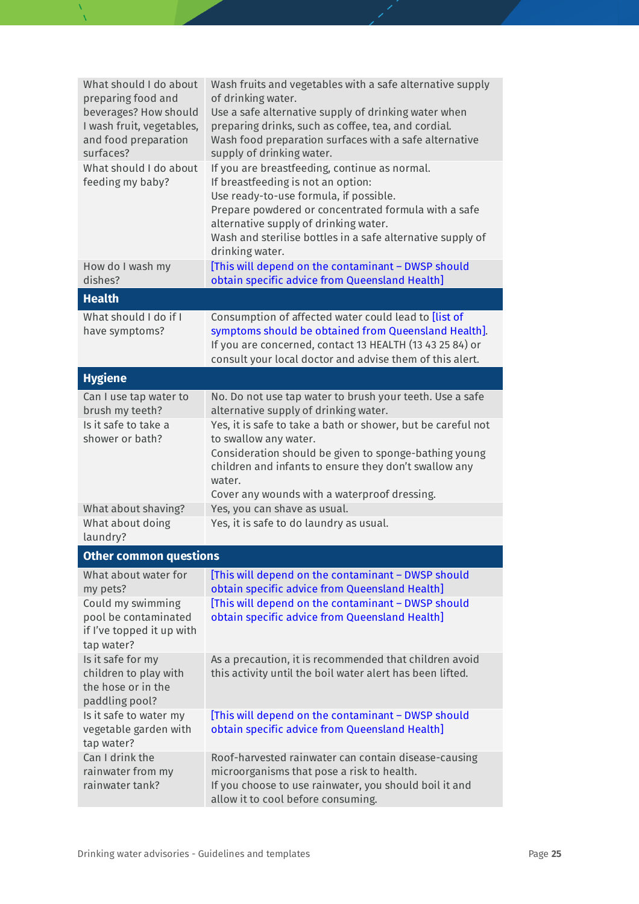| | |
|---|---|
| What should I do about preparing food and beverages? How should I wash fruit, vegetables, and food preparation surfaces? | Wash fruits and vegetables with a safe alternative supply of drinking water.<br>Use a safe alternative supply of drinking water when preparing drinks, such as coffee, tea, and cordial.<br>Wash food preparation surfaces with a safe alternative supply of drinking water. |
| What should I do about feeding my baby? | If you are breastfeeding, continue as normal.<br>If breastfeeding is not an option:<br>Use ready-to-use formula, if possible.<br>Prepare powdered or concentrated formula with a safe alternative supply of drinking water.<br>Wash and sterilise bottles in a safe alternative supply of drinking water. |
| How do I wash my dishes? | [This will depend on the contaminant – DWSP should obtain specific advice from Queensland Health] |
| **Health** | |
| What should I do if I have symptoms? | Consumption of affected water could lead to [list of symptoms should be obtained from Queensland Health].<br>If you are concerned, contact 13 HEALTH (13 43 25 84) or consult your local doctor and advise them of this alert. |
| **Hygiene** | |
| Can I use tap water to brush my teeth? | No. Do not use tap water to brush your teeth. Use a safe alternative supply of drinking water. |
| Is it safe to take a shower or bath? | Yes, it is safe to take a bath or shower, but be careful not to swallow any water.<br>Consideration should be given to sponge-bathing young children and infants to ensure they don't swallow any water.<br>Cover any wounds with a waterproof dressing. |
| What about shaving? | Yes, you can shave as usual. |
| What about doing laundry? | Yes, it is safe to do laundry as usual. |
| **Other common questions** | |
| What about water for my pets? | [This will depend on the contaminant – DWSP should obtain specific advice from Queensland Health] |
| Could my swimming pool be contaminated if I've topped it up with tap water? | [This will depend on the contaminant – DWSP should obtain specific advice from Queensland Health] |
| Is it safe for my children to play with the hose or in the paddling pool? | As a precaution, it is recommended that children avoid this activity until the boil water alert has been lifted. |
| Is it safe to water my vegetable garden with tap water? | [This will depend on the contaminant – DWSP should obtain specific advice from Queensland Health] |
| Can I drink the rainwater from my rainwater tank? | Roof-harvested rainwater can contain disease-causing microorganisms that pose a risk to health.<br>If you choose to use rainwater, you should boil it and allow it to cool before consuming. |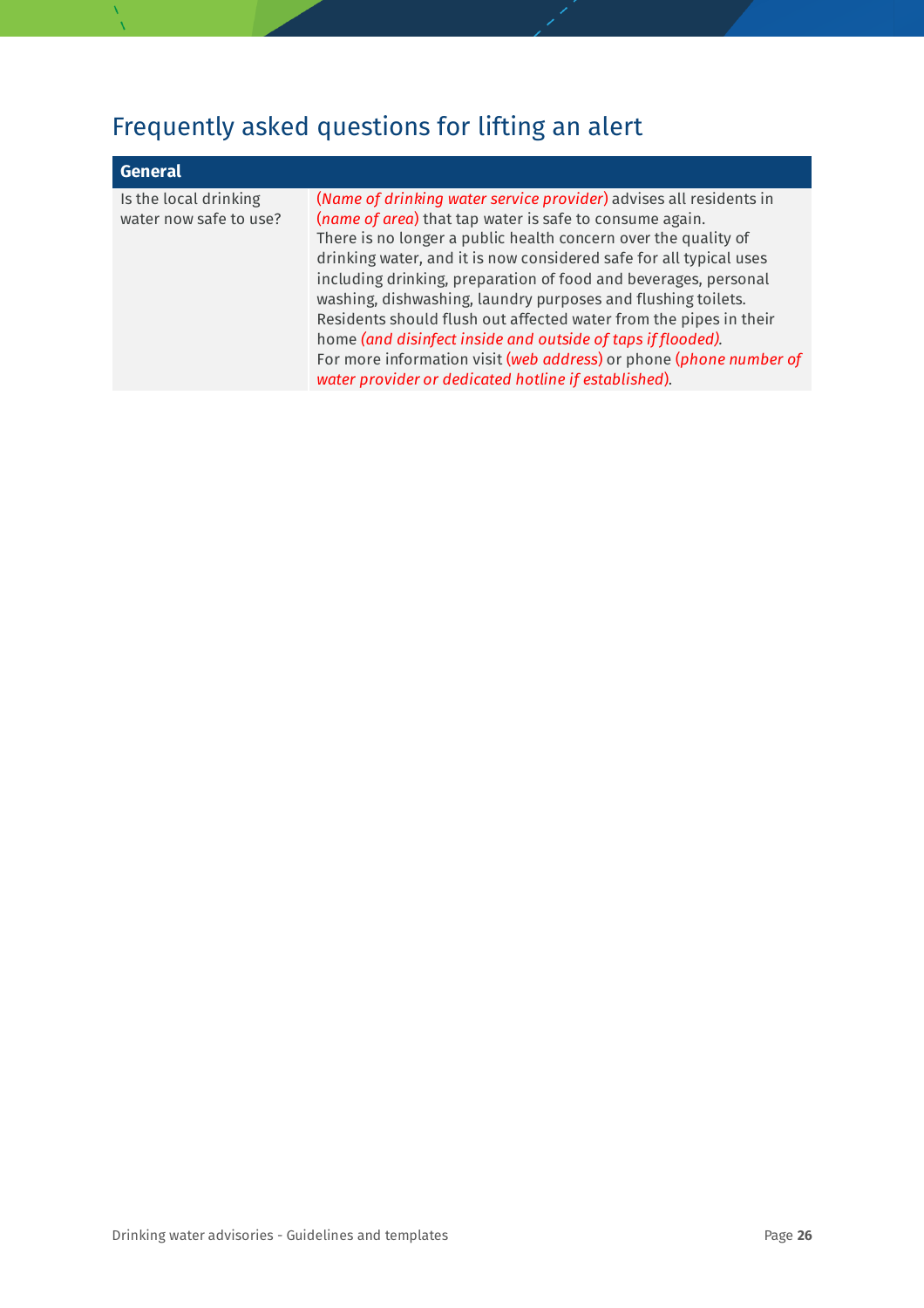## Frequently asked questions for lifting an alert

| General | |
|---|---|
| Is the local drinking water now safe to use? | *(Name of drinking water service provider)* advises all residents in *(name of area)* that tap water is safe to consume again.<br>There is no longer a public health concern over the quality of drinking water, and it is now considered safe for all typical uses including drinking, preparation of food and beverages, personal washing, dishwashing, laundry purposes and flushing toilets.<br>Residents should flush out affected water from the pipes in their home *(and disinfect inside and outside of taps if flooded)*.<br>For more information visit *(web address)* or phone *(phone number of water provider or dedicated hotline if established)*. |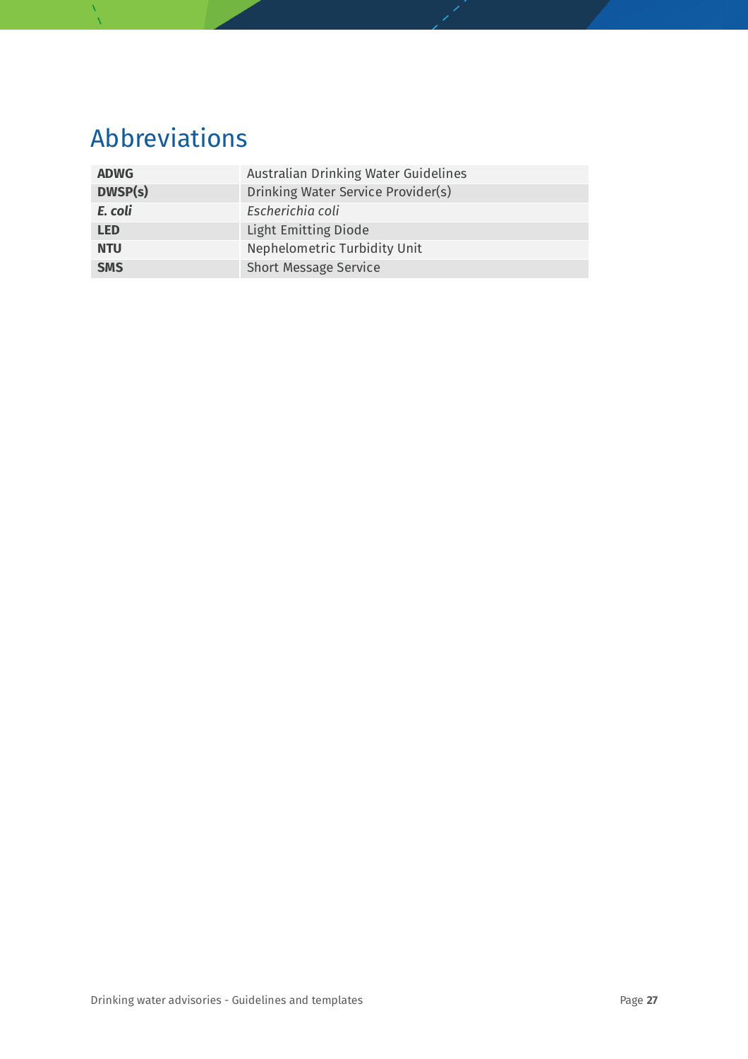# Abbreviations

| | |
|---|---|
| **ADWG** | Australian Drinking Water Guidelines |
| **DWSP(s)** | Drinking Water Service Provider(s) |
| ***E. coli*** | *Escherichia coli* |
| **LED** | Light Emitting Diode |
| **NTU** | Nephelometric Turbidity Unit |
| **SMS** | Short Message Service |